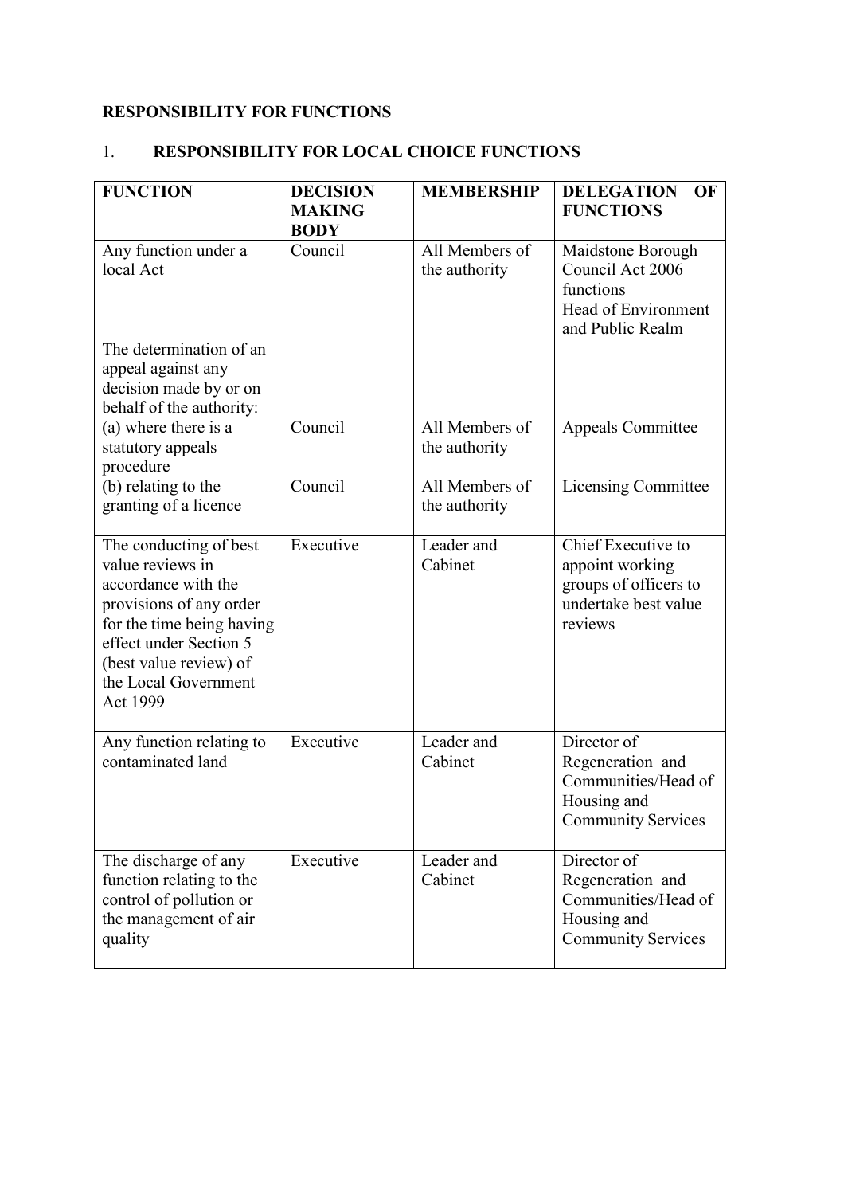**RESPONSIBILITY FOR FUNCTIONS**

1. **RESPONSIBILITY FOR LOCAL CHOICE FUNCTIONS**

| FUNCTION | DECISION MAKING BODY | MEMBERSHIP | DELEGATION OF FUNCTIONS |
|---|---|---|---|
| Any function under a local Act | Council | All Members of the authority | Maidstone Borough Council Act 2006 functions<br>Head of Environment and Public Realm |
| The determination of an appeal against any decision made by or on behalf of the authority:<br>(a) where there is a statutory appeals procedure<br>(b) relating to the granting of a licence | <br><br>Council<br><br>Council | <br><br>All Members of the authority<br>All Members of the authority | <br><br>Appeals Committee<br><br>Licensing Committee |
| The conducting of best value reviews in accordance with the provisions of any order for the time being having effect under Section 5 (best value review) of the Local Government Act 1999 | Executive | Leader and Cabinet | Chief Executive to appoint working groups of officers to undertake best value reviews |
| Any function relating to contaminated land | Executive | Leader and Cabinet | Director of Regeneration and Communities/Head of Housing and Community Services |
| The discharge of any function relating to the control of pollution or the management of air quality | Executive | Leader and Cabinet | Director of Regeneration and Communities/Head of Housing and Community Services |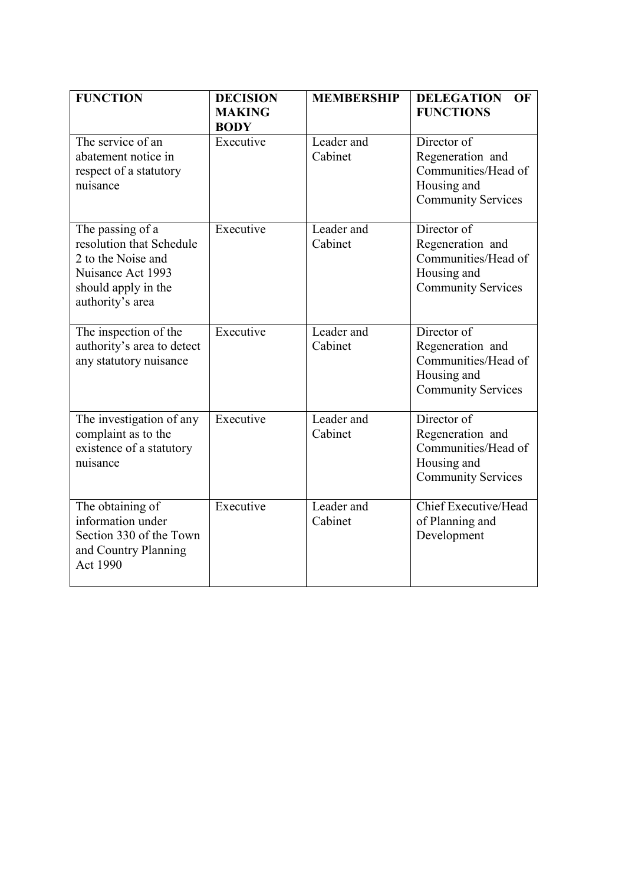| FUNCTION | DECISION MAKING BODY | MEMBERSHIP | DELEGATION OF FUNCTIONS |
|---|---|---|---|
| The service of an abatement notice in respect of a statutory nuisance | Executive | Leader and Cabinet | Director of Regeneration and Communities/Head of Housing and Community Services |
| The passing of a resolution that Schedule 2 to the Noise and Nuisance Act 1993 should apply in the authority's area | Executive | Leader and Cabinet | Director of Regeneration and Communities/Head of Housing and Community Services |
| The inspection of the authority's area to detect any statutory nuisance | Executive | Leader and Cabinet | Director of Regeneration and Communities/Head of Housing and Community Services |
| The investigation of any complaint as to the existence of a statutory nuisance | Executive | Leader and Cabinet | Director of Regeneration and Communities/Head of Housing and Community Services |
| The obtaining of information under Section 330 of the Town and Country Planning Act 1990 | Executive | Leader and Cabinet | Chief Executive/Head of Planning and Development |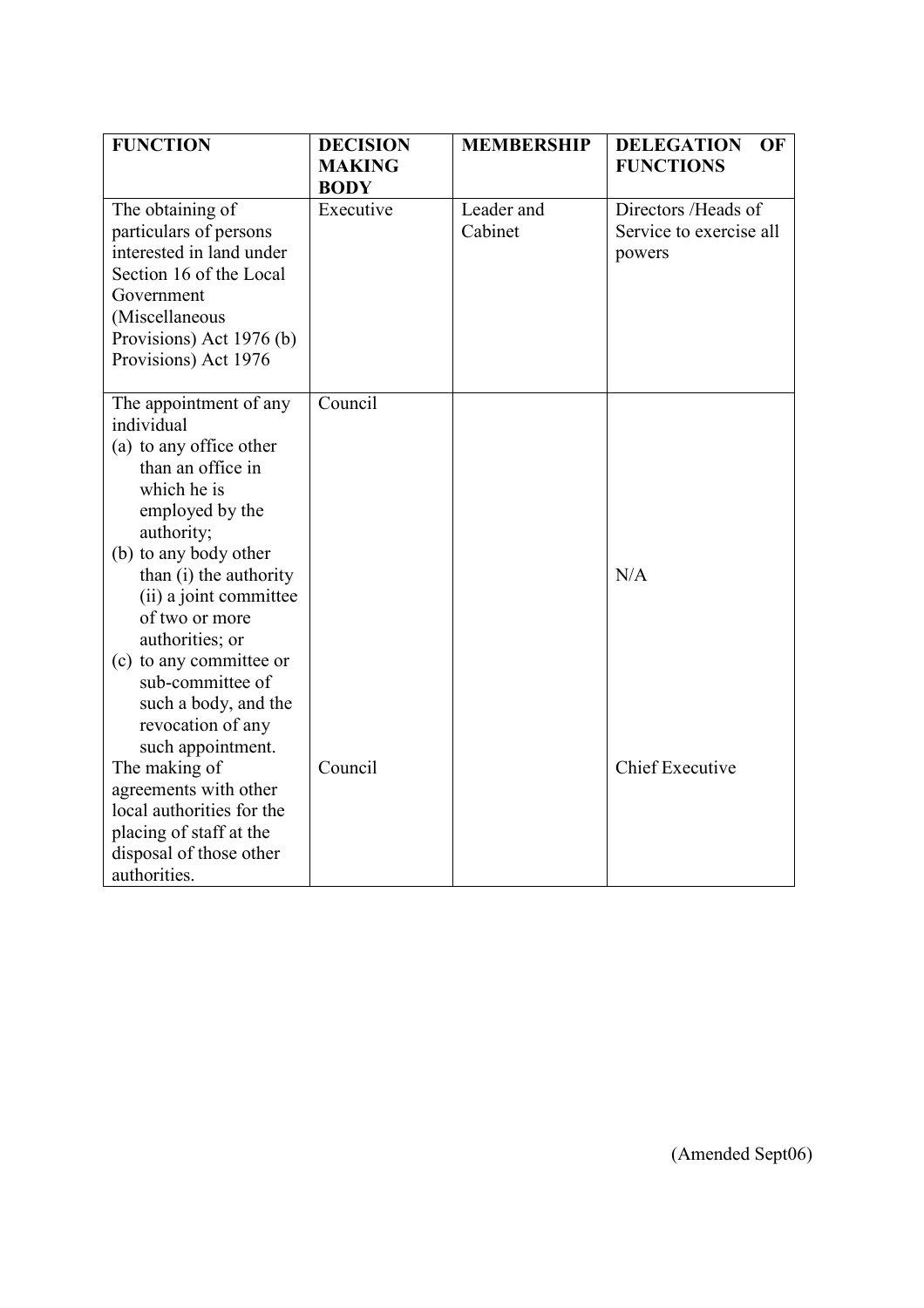| FUNCTION | DECISION MAKING BODY | MEMBERSHIP | DELEGATION OF FUNCTIONS |
|---|---|---|---|
| The obtaining of particulars of persons interested in land under Section 16 of the Local Government (Miscellaneous Provisions) Act 1976 (b) Provisions) Act 1976 | Executive | Leader and Cabinet | Directors /Heads of Service to exercise all powers |
| The appointment of any individual (a) to any office other than an office in which he is employed by the authority; (b) to any body other than (i) the authority (ii) a joint committee of two or more authorities; or (c) to any committee or sub-committee of such a body, and the revocation of any such appointment. | Council | | N/A |
| The making of agreements with other local authorities for the placing of staff at the disposal of those other authorities. | Council | | Chief Executive |

(Amended Sept06)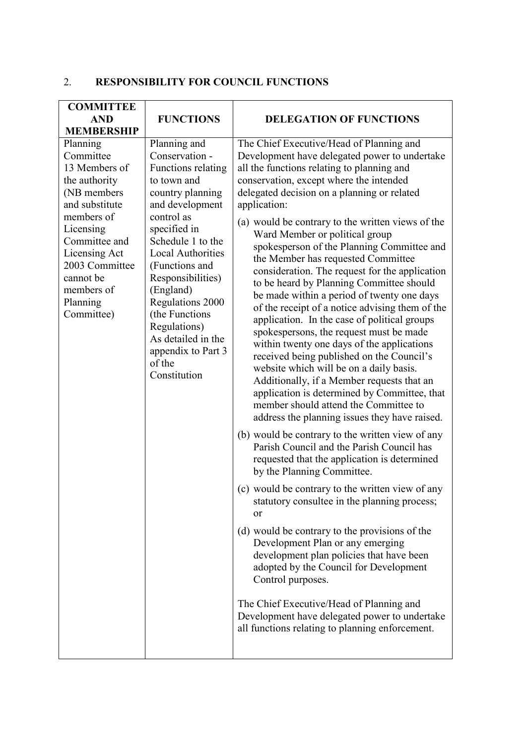## 2. RESPONSIBILITY FOR COUNCIL FUNCTIONS

| COMMITTEE AND MEMBERSHIP | FUNCTIONS | DELEGATION OF FUNCTIONS |
|---|---|---|
| Planning Committee 13 Members of the authority (NB members and substitute members of Licensing Committee and Licensing Act 2003 Committee cannot be members of Planning Committee) | Planning and Conservation - Functions relating to town and country planning and development control as specified in Schedule 1 to the Local Authorities (Functions and Responsibilities) (England) Regulations 2000 (the Functions Regulations) As detailed in the appendix to Part 3 of the Constitution | The Chief Executive/Head of Planning and Development have delegated power to undertake all the functions relating to planning and conservation, except where the intended delegated decision on a planning or related application:<br><br>(a) would be contrary to the written views of the Ward Member or political group spokesperson of the Planning Committee and the Member has requested Committee consideration. The request for the application to be heard by Planning Committee should be made within a period of twenty one days of the receipt of a notice advising them of the application. In the case of political groups spokespersons, the request must be made within twenty one days of the applications received being published on the Council's website which will be on a daily basis. Additionally, if a Member requests that an application is determined by Committee, that member should attend the Committee to address the planning issues they have raised.<br><br>(b) would be contrary to the written view of any Parish Council and the Parish Council has requested that the application is determined by the Planning Committee.<br><br>(c) would be contrary to the written view of any statutory consultee in the planning process; or<br><br>(d) would be contrary to the provisions of the Development Plan or any emerging development plan policies that have been adopted by the Council for Development Control purposes.<br><br>The Chief Executive/Head of Planning and Development have delegated power to undertake all functions relating to planning enforcement. |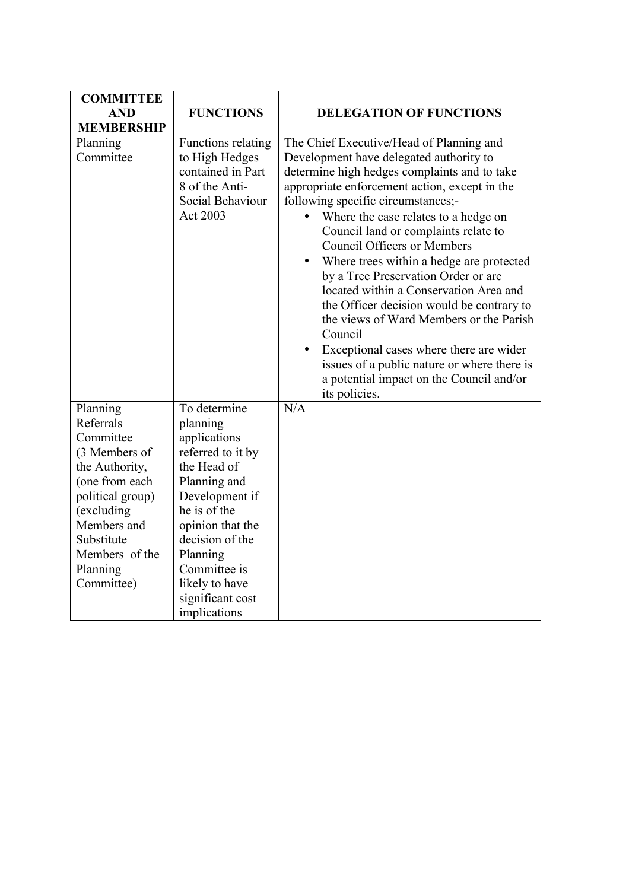| COMMITTEE AND MEMBERSHIP | FUNCTIONS | DELEGATION OF FUNCTIONS |
|---|---|---|
| Planning Committee | Functions relating to High Hedges contained in Part 8 of the Anti-Social Behaviour Act 2003 | The Chief Executive/Head of Planning and Development have delegated authority to determine high hedges complaints and to take appropriate enforcement action, except in the following specific circumstances;-<br>• Where the case relates to a hedge on Council land or complaints relate to Council Officers or Members<br>• Where trees within a hedge are protected by a Tree Preservation Order or are located within a Conservation Area and the Officer decision would be contrary to the views of Ward Members or the Parish Council<br>• Exceptional cases where there are wider issues of a public nature or where there is a potential impact on the Council and/or its policies. |
| Planning Referrals Committee (3 Members of the Authority, (one from each political group) (excluding Members and Substitute Members of the Planning Committee) | To determine planning applications referred to it by the Head of Planning and Development if he is of the opinion that the decision of the Planning Committee is likely to have significant cost implications | N/A |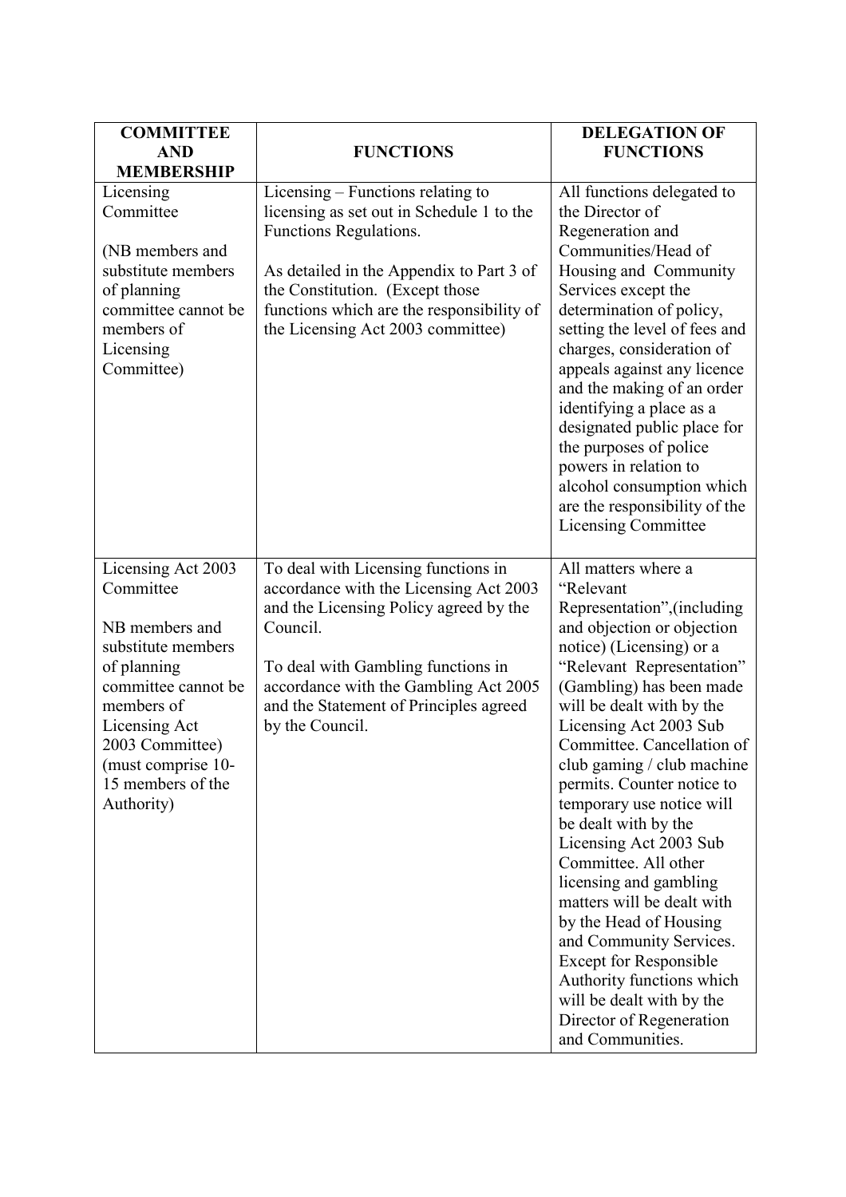| COMMITTEE AND MEMBERSHIP | FUNCTIONS | DELEGATION OF FUNCTIONS |
|---|---|---|
| Licensing Committee<br><br>(NB members and substitute members of planning committee cannot be members of Licensing Committee) | Licensing – Functions relating to licensing as set out in Schedule 1 to the Functions Regulations.<br><br>As detailed in the Appendix to Part 3 of the Constitution. (Except those functions which are the responsibility of the Licensing Act 2003 committee) | All functions delegated to the Director of Regeneration and Communities/Head of Housing and Community Services except the determination of policy, setting the level of fees and charges, consideration of appeals against any licence and the making of an order identifying a place as a designated public place for the purposes of police powers in relation to alcohol consumption which are the responsibility of the Licensing Committee |
| Licensing Act 2003 Committee<br><br>NB members and substitute members of planning committee cannot be members of Licensing Act 2003 Committee) (must comprise 10-15 members of the Authority) | To deal with Licensing functions in accordance with the Licensing Act 2003 and the Licensing Policy agreed by the Council.<br><br>To deal with Gambling functions in accordance with the Gambling Act 2005 and the Statement of Principles agreed by the Council. | All matters where a "Relevant Representation",(including and objection or objection notice) (Licensing) or a "Relevant Representation" (Gambling) has been made will be dealt with by the Licensing Act 2003 Sub Committee. Cancellation of club gaming / club machine permits. Counter notice to temporary use notice will be dealt with by the Licensing Act 2003 Sub Committee. All other licensing and gambling matters will be dealt with by the Head of Housing and Community Services. Except for Responsible Authority functions which will be dealt with by the Director of Regeneration and Communities. |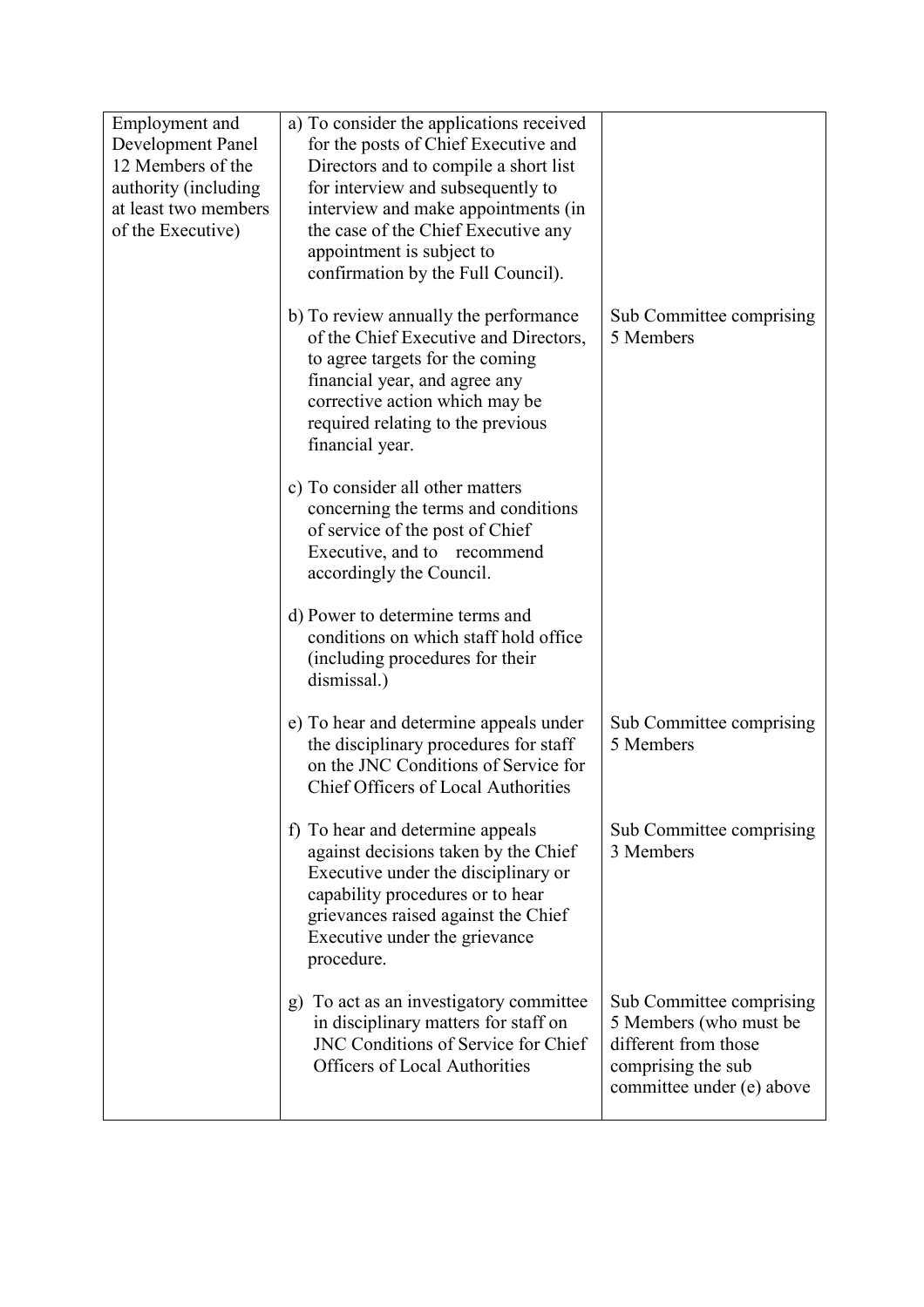| Employment and Development Panel 12 Members of the authority (including at least two members of the Executive) | a) To consider the applications received for the posts of Chief Executive and Directors and to compile a short list for interview and subsequently to interview and make appointments (in the case of the Chief Executive any appointment is subject to confirmation by the Full Council). | |
|---|---|---|
| | b) To review annually the performance of the Chief Executive and Directors, to agree targets for the coming financial year, and agree any corrective action which may be required relating to the previous financial year. | Sub Committee comprising 5 Members |
| | c) To consider all other matters concerning the terms and conditions of service of the post of Chief Executive, and to recommend accordingly the Council. | |
| | d) Power to determine terms and conditions on which staff hold office (including procedures for their dismissal.) | |
| | e) To hear and determine appeals under the disciplinary procedures for staff on the JNC Conditions of Service for Chief Officers of Local Authorities | Sub Committee comprising 5 Members |
| | f) To hear and determine appeals against decisions taken by the Chief Executive under the disciplinary or capability procedures or to hear grievances raised against the Chief Executive under the grievance procedure. | Sub Committee comprising 3 Members |
| | g) To act as an investigatory committee in disciplinary matters for staff on JNC Conditions of Service for Chief Officers of Local Authorities | Sub Committee comprising 5 Members (who must be different from those comprising the sub committee under (e) above |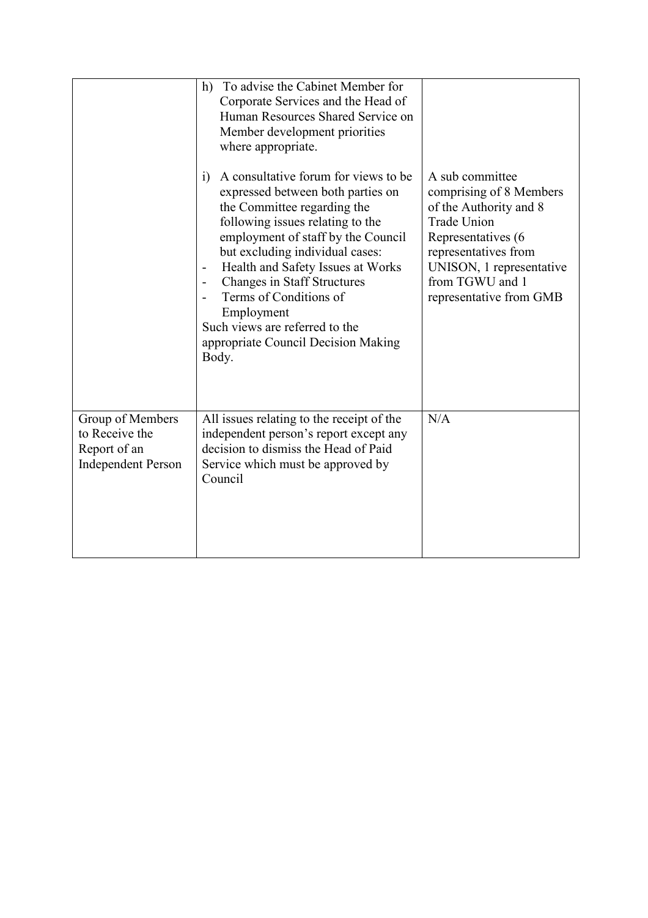| | | |
|---|---|---|
| | h) To advise the Cabinet Member for Corporate Services and the Head of Human Resources Shared Service on Member development priorities where appropriate.<br><br>i) A consultative forum for views to be expressed between both parties on the Committee regarding the following issues relating to the employment of staff by the Council but excluding individual cases:<br>- Health and Safety Issues at Works<br>- Changes in Staff Structures<br>- Terms of Conditions of Employment<br>Such views are referred to the appropriate Council Decision Making Body. | <br><br><br><br><br>A sub committee comprising of 8 Members of the Authority and 8 Trade Union Representatives (6 representatives from UNISON, 1 representative from TGWU and 1 representative from GMB |
| Group of Members to Receive the Report of an Independent Person | All issues relating to the receipt of the independent person's report except any decision to dismiss the Head of Paid Service which must be approved by Council | N/A |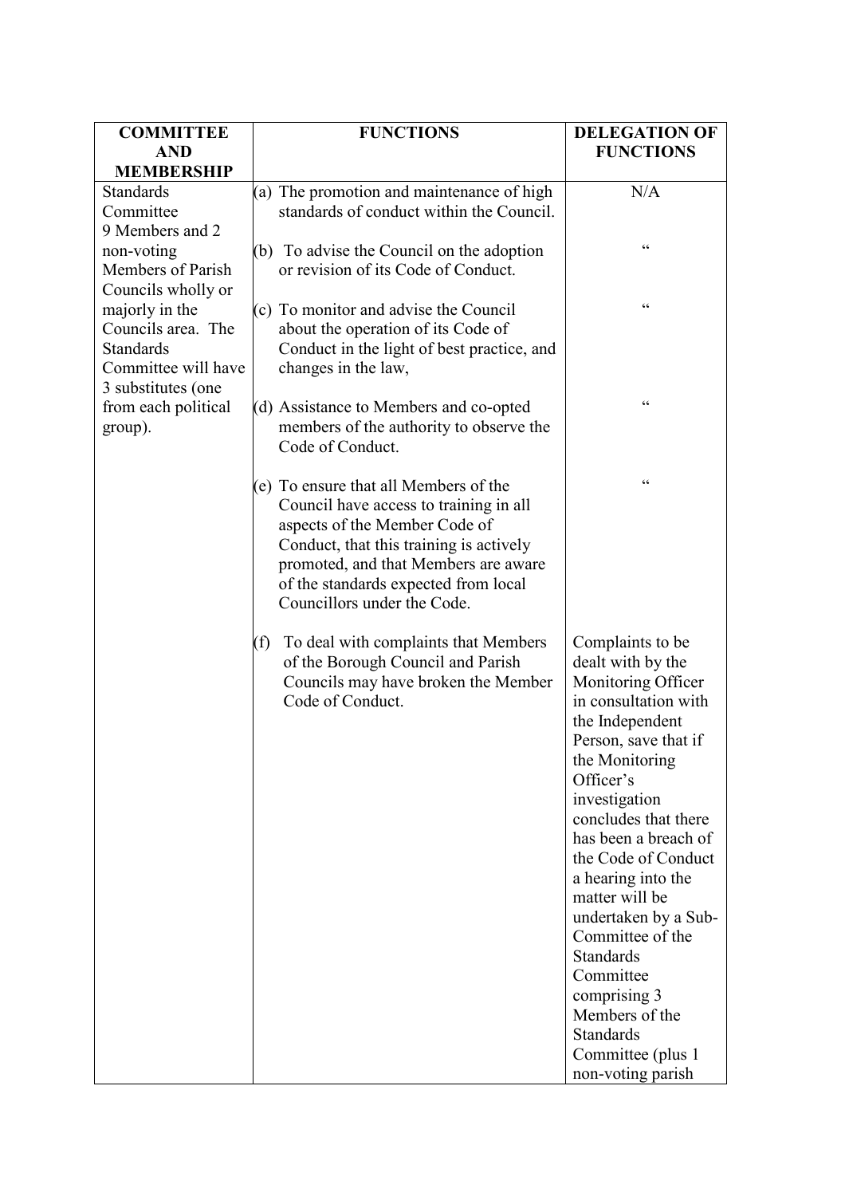| COMMITTEE AND MEMBERSHIP | FUNCTIONS | DELEGATION OF FUNCTIONS |
| --- | --- | --- |
| Standards Committee 9 Members and 2 non-voting Members of Parish Councils wholly or majorly in the Councils area. The Standards Committee will have 3 substitutes (one from each political group). | (a) The promotion and maintenance of high standards of conduct within the Council. | N/A |
| | (b) To advise the Council on the adoption or revision of its Code of Conduct. | " |
| | (c) To monitor and advise the Council about the operation of its Code of Conduct in the light of best practice, and changes in the law, | " |
| | (d) Assistance to Members and co-opted members of the authority to observe the Code of Conduct. | " |
| | (e) To ensure that all Members of the Council have access to training in all aspects of the Member Code of Conduct, that this training is actively promoted, and that Members are aware of the standards expected from local Councillors under the Code. | " |
| | (f) To deal with complaints that Members of the Borough Council and Parish Councils may have broken the Member Code of Conduct. | Complaints to be dealt with by the Monitoring Officer in consultation with the Independent Person, save that if the Monitoring Officer's investigation concludes that there has been a breach of the Code of Conduct a hearing into the matter will be undertaken by a Sub-Committee of the Standards Committee comprising 3 Members of the Standards Committee (plus 1 non-voting parish |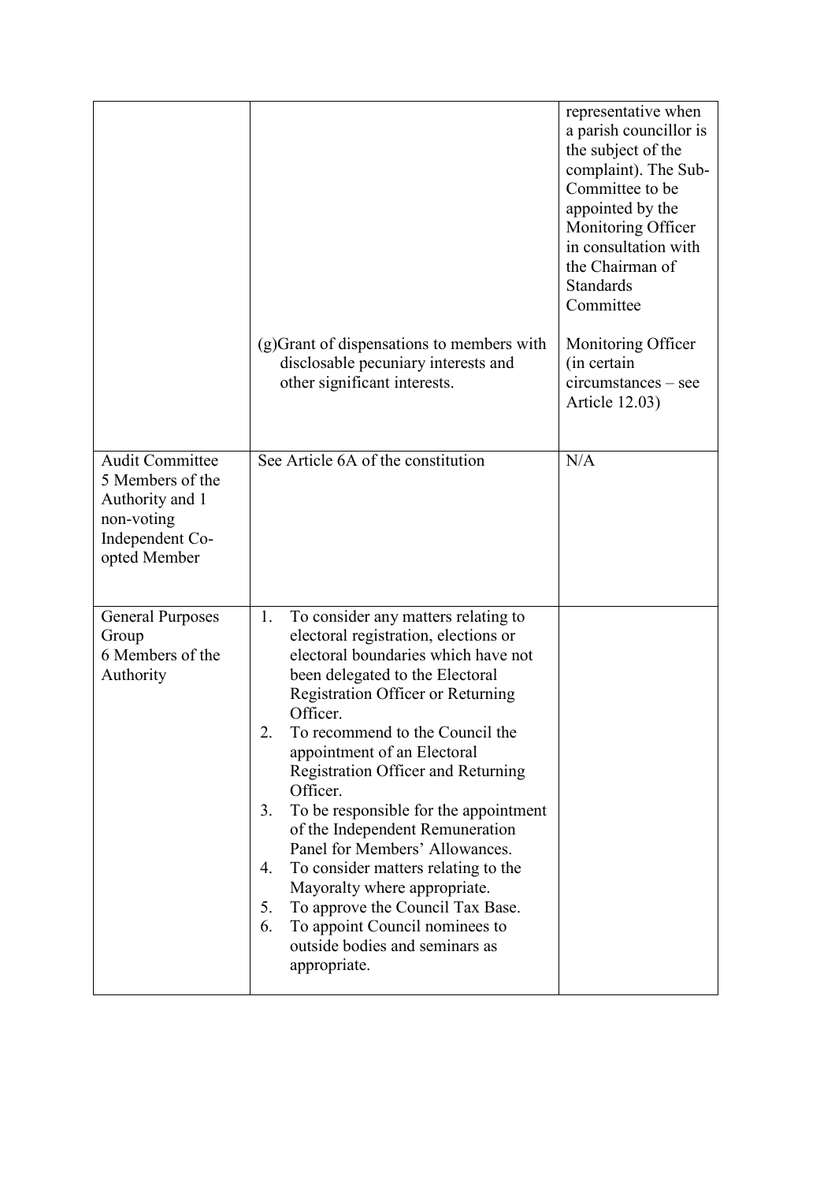| | | |
|---|---|---|
| | | representative when a parish councillor is the subject of the complaint). The Sub-Committee to be appointed by the Monitoring Officer in consultation with the Chairman of Standards Committee |
| | (g)Grant of dispensations to members with disclosable pecuniary interests and other significant interests. | Monitoring Officer (in certain circumstances – see Article 12.03) |
| Audit Committee 5 Members of the Authority and 1 non-voting Independent Co-opted Member | See Article 6A of the constitution | N/A |
| General Purposes Group 6 Members of the Authority | 1. To consider any matters relating to electoral registration, elections or electoral boundaries which have not been delegated to the Electoral Registration Officer or Returning Officer.<br>2. To recommend to the Council the appointment of an Electoral Registration Officer and Returning Officer.<br>3. To be responsible for the appointment of the Independent Remuneration Panel for Members' Allowances.<br>4. To consider matters relating to the Mayoralty where appropriate.<br>5. To approve the Council Tax Base.<br>6. To appoint Council nominees to outside bodies and seminars as appropriate. | |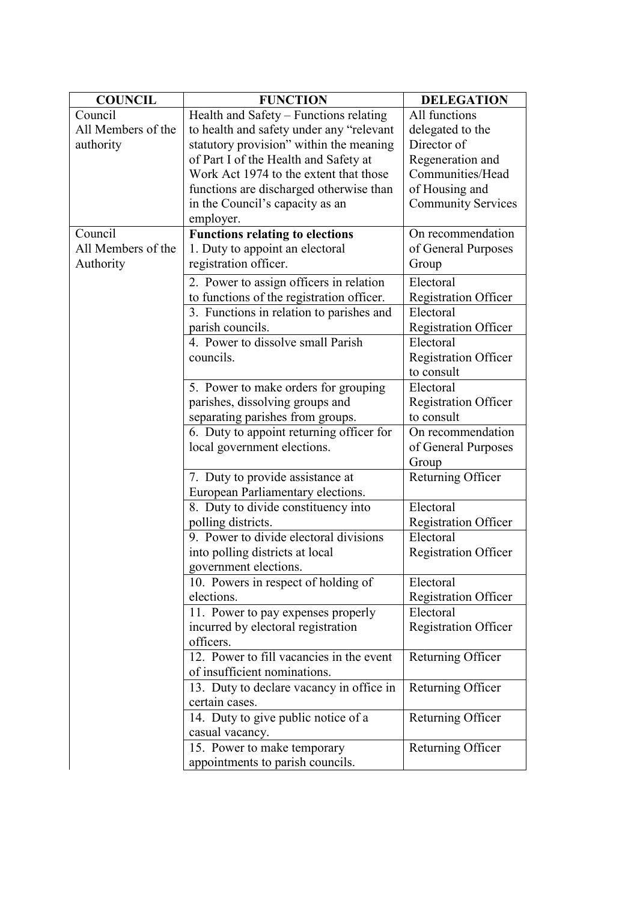| COUNCIL | FUNCTION | DELEGATION |
|---|---|---|
| Council All Members of the authority | Health and Safety – Functions relating to health and safety under any "relevant statutory provision" within the meaning of Part I of the Health and Safety at Work Act 1974 to the extent that those functions are discharged otherwise than in the Council's capacity as an employer. | All functions delegated to the Director of Regeneration and Communities/Head of Housing and Community Services |
| Council All Members of the Authority | **Functions relating to elections** 1. Duty to appoint an electoral registration officer. | On recommendation of General Purposes Group |
| | 2. Power to assign officers in relation to functions of the registration officer. | Electoral Registration Officer |
| | 3. Functions in relation to parishes and parish councils. | Electoral Registration Officer |
| | 4. Power to dissolve small Parish councils. | Electoral Registration Officer to consult |
| | 5. Power to make orders for grouping parishes, dissolving groups and separating parishes from groups. | Electoral Registration Officer to consult |
| | 6. Duty to appoint returning officer for local government elections. | On recommendation of General Purposes Group |
| | 7. Duty to provide assistance at European Parliamentary elections. | Returning Officer |
| | 8. Duty to divide constituency into polling districts. | Electoral Registration Officer |
| | 9. Power to divide electoral divisions into polling districts at local government elections. | Electoral Registration Officer |
| | 10. Powers in respect of holding of elections. | Electoral Registration Officer |
| | 11. Power to pay expenses properly incurred by electoral registration officers. | Electoral Registration Officer |
| | 12. Power to fill vacancies in the event of insufficient nominations. | Returning Officer |
| | 13. Duty to declare vacancy in office in certain cases. | Returning Officer |
| | 14. Duty to give public notice of a casual vacancy. | Returning Officer |
| | 15. Power to make temporary appointments to parish councils. | Returning Officer |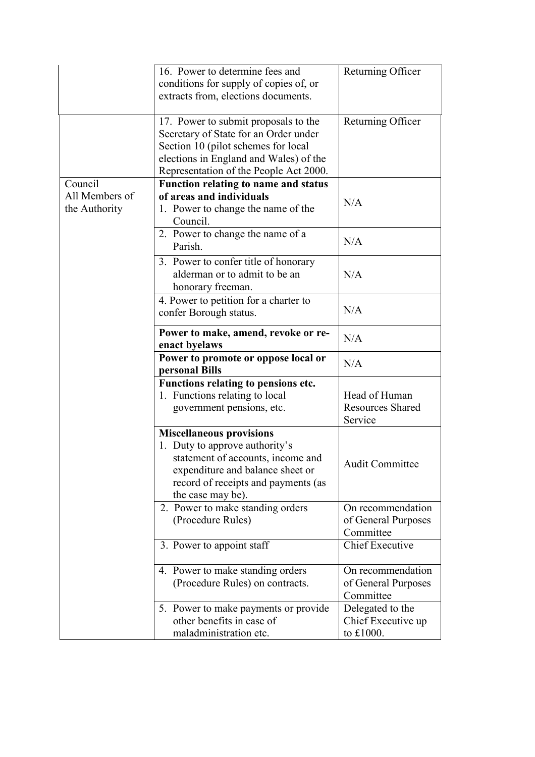| | | |
|---|---|---|
| | 16. Power to determine fees and conditions for supply of copies of, or extracts from, elections documents. | Returning Officer |
| | 17. Power to submit proposals to the Secretary of State for an Order under Section 10 (pilot schemes for local elections in England and Wales) of the Representation of the People Act 2000. | Returning Officer |
| Council<br>All Members of the Authority | **Function relating to name and status of areas and individuals**<br>1. Power to change the name of the Council. | N/A |
| | 2. Power to change the name of a Parish. | N/A |
| | 3. Power to confer title of honorary alderman or to admit to be an honorary freeman. | N/A |
| | 4. Power to petition for a charter to confer Borough status. | N/A |
| | **Power to make, amend, revoke or re-enact byelaws** | N/A |
| | **Power to promote or oppose local or personal Bills** | N/A |
| | **Functions relating to pensions etc.**<br>1. Functions relating to local government pensions, etc. | Head of Human Resources Shared Service |
| | **Miscellaneous provisions**<br>1. Duty to approve authority's statement of accounts, income and expenditure and balance sheet or record of receipts and payments (as the case may be). | Audit Committee |
| | 2. Power to make standing orders (Procedure Rules) | On recommendation of General Purposes Committee |
| | 3. Power to appoint staff | Chief Executive |
| | 4. Power to make standing orders (Procedure Rules) on contracts. | On recommendation of General Purposes Committee |
| | 5. Power to make payments or provide other benefits in case of maladministration etc. | Delegated to the Chief Executive up to £1000. |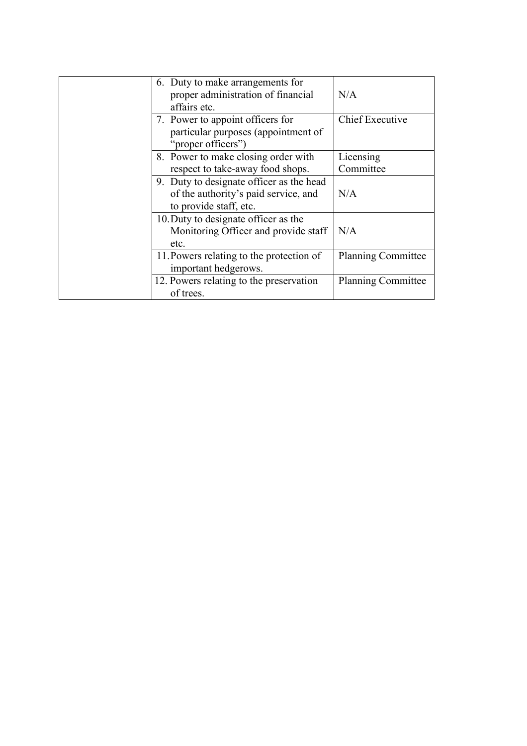| | | |
|---|---|---|
| | 6. Duty to make arrangements for proper administration of financial affairs etc. | N/A |
| | 7. Power to appoint officers for particular purposes (appointment of "proper officers") | Chief Executive |
| | 8. Power to make closing order with respect to take-away food shops. | Licensing Committee |
| | 9. Duty to designate officer as the head of the authority's paid service, and to provide staff, etc. | N/A |
| | 10. Duty to designate officer as the Monitoring Officer and provide staff etc. | N/A |
| | 11. Powers relating to the protection of important hedgerows. | Planning Committee |
| | 12. Powers relating to the preservation of trees. | Planning Committee |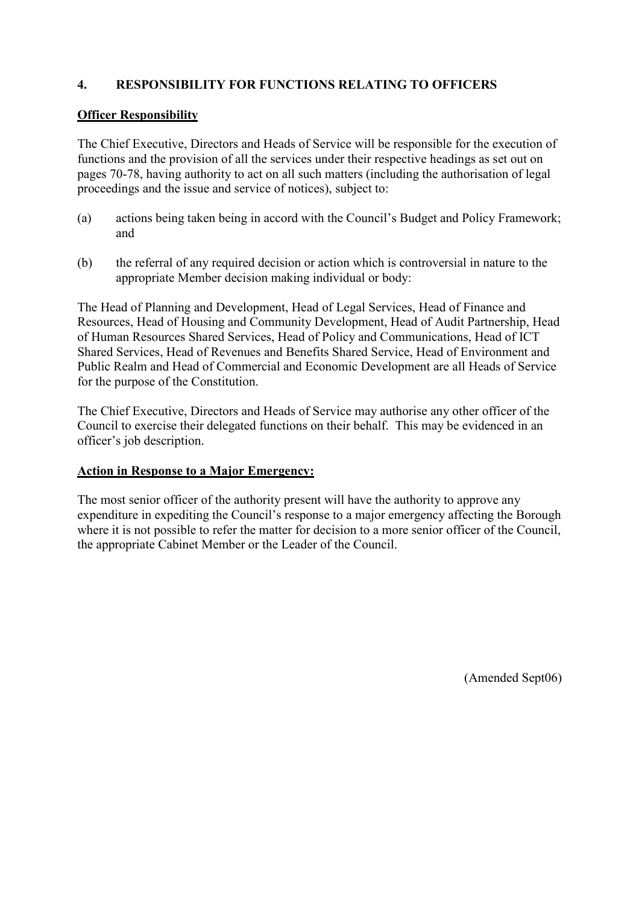## 4. RESPONSIBILITY FOR FUNCTIONS RELATING TO OFFICERS

**Officer Responsibility**

The Chief Executive, Directors and Heads of Service will be responsible for the execution of functions and the provision of all the services under their respective headings as set out on pages 70-78, having authority to act on all such matters (including the authorisation of legal proceedings and the issue and service of notices), subject to:

(a) actions being taken being in accord with the Council's Budget and Policy Framework; and

(b) the referral of any required decision or action which is controversial in nature to the appropriate Member decision making individual or body:

The Head of Planning and Development, Head of Legal Services, Head of Finance and Resources, Head of Housing and Community Development, Head of Audit Partnership, Head of Human Resources Shared Services, Head of Policy and Communications, Head of ICT Shared Services, Head of Revenues and Benefits Shared Service, Head of Environment and Public Realm and Head of Commercial and Economic Development are all Heads of Service for the purpose of the Constitution.

The Chief Executive, Directors and Heads of Service may authorise any other officer of the Council to exercise their delegated functions on their behalf. This may be evidenced in an officer's job description.

**Action in Response to a Major Emergency:**

The most senior officer of the authority present will have the authority to approve any expenditure in expediting the Council's response to a major emergency affecting the Borough where it is not possible to refer the matter for decision to a more senior officer of the Council, the appropriate Cabinet Member or the Leader of the Council.

(Amended Sept06)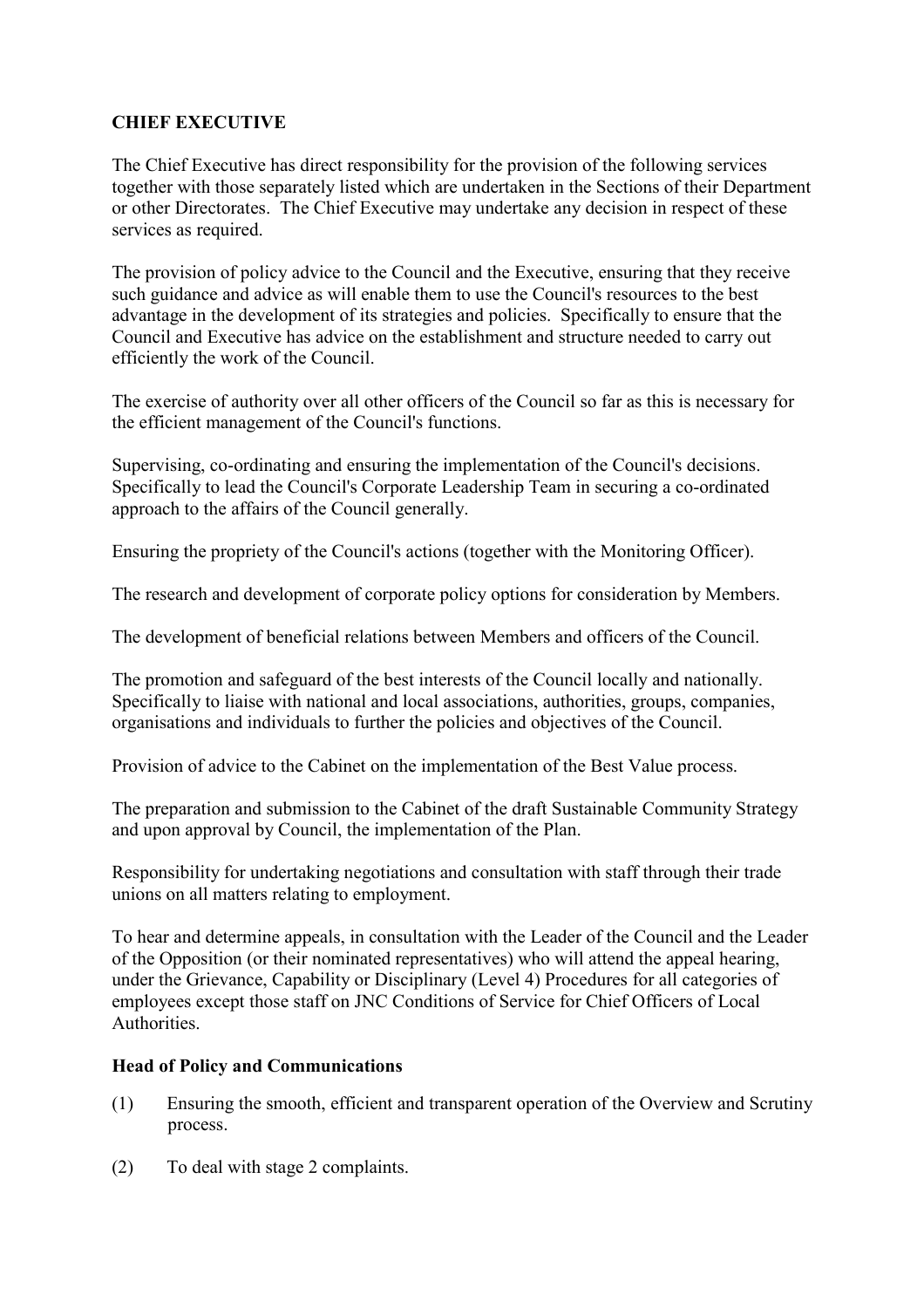**CHIEF EXECUTIVE**

The Chief Executive has direct responsibility for the provision of the following services together with those separately listed which are undertaken in the Sections of their Department or other Directorates. The Chief Executive may undertake any decision in respect of these services as required.

The provision of policy advice to the Council and the Executive, ensuring that they receive such guidance and advice as will enable them to use the Council's resources to the best advantage in the development of its strategies and policies. Specifically to ensure that the Council and Executive has advice on the establishment and structure needed to carry out efficiently the work of the Council.

The exercise of authority over all other officers of the Council so far as this is necessary for the efficient management of the Council's functions.

Supervising, co-ordinating and ensuring the implementation of the Council's decisions. Specifically to lead the Council's Corporate Leadership Team in securing a co-ordinated approach to the affairs of the Council generally.

Ensuring the propriety of the Council's actions (together with the Monitoring Officer).

The research and development of corporate policy options for consideration by Members.

The development of beneficial relations between Members and officers of the Council.

The promotion and safeguard of the best interests of the Council locally and nationally. Specifically to liaise with national and local associations, authorities, groups, companies, organisations and individuals to further the policies and objectives of the Council.

Provision of advice to the Cabinet on the implementation of the Best Value process.

The preparation and submission to the Cabinet of the draft Sustainable Community Strategy and upon approval by Council, the implementation of the Plan.

Responsibility for undertaking negotiations and consultation with staff through their trade unions on all matters relating to employment.

To hear and determine appeals, in consultation with the Leader of the Council and the Leader of the Opposition (or their nominated representatives) who will attend the appeal hearing, under the Grievance, Capability or Disciplinary (Level 4) Procedures for all categories of employees except those staff on JNC Conditions of Service for Chief Officers of Local Authorities.

**Head of Policy and Communications**

(1) Ensuring the smooth, efficient and transparent operation of the Overview and Scrutiny process.

(2) To deal with stage 2 complaints.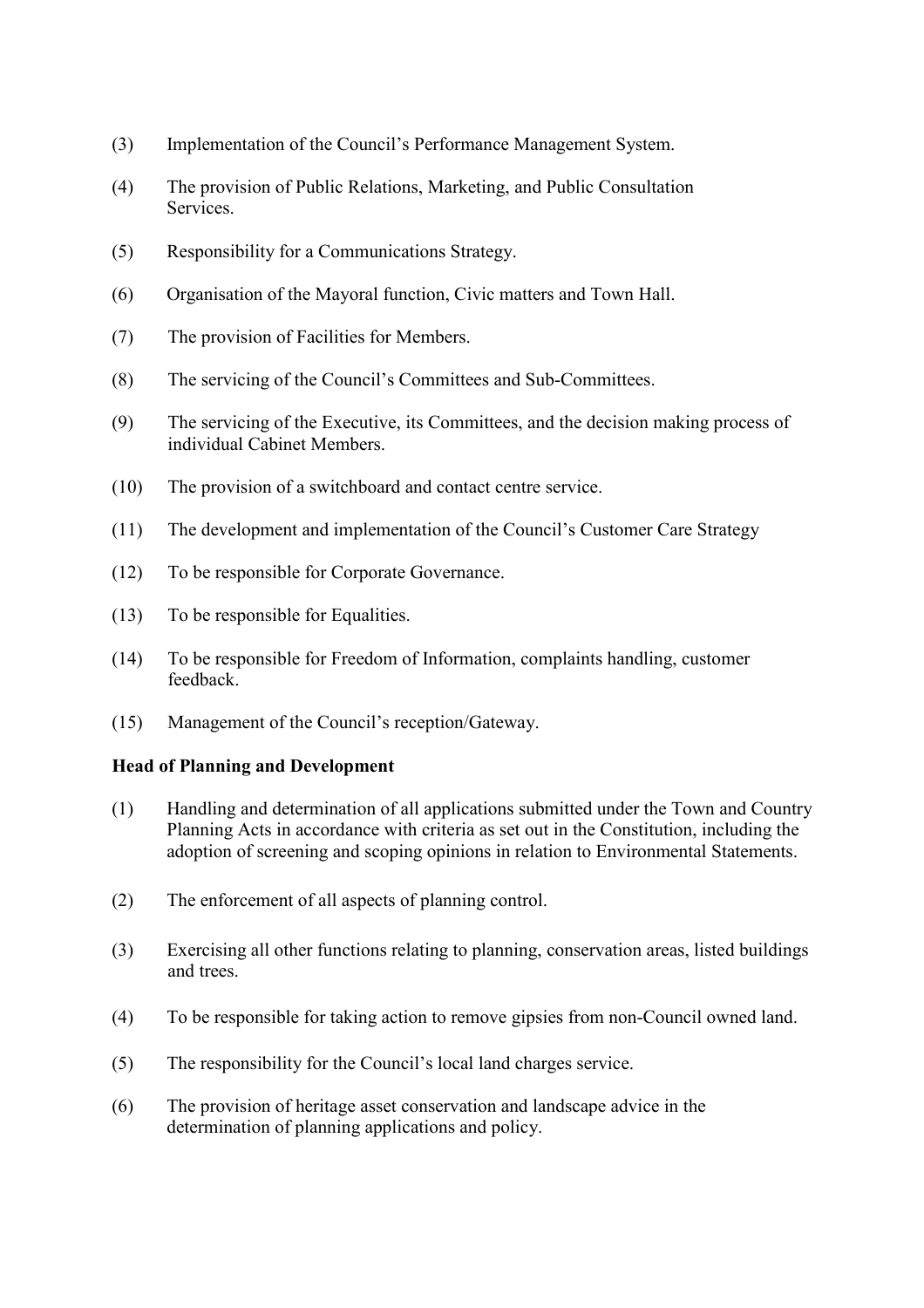(3) Implementation of the Council's Performance Management System.

(4) The provision of Public Relations, Marketing, and Public Consultation Services.

(5) Responsibility for a Communications Strategy.

(6) Organisation of the Mayoral function, Civic matters and Town Hall.

(7) The provision of Facilities for Members.

(8) The servicing of the Council's Committees and Sub-Committees.

(9) The servicing of the Executive, its Committees, and the decision making process of individual Cabinet Members.

(10) The provision of a switchboard and contact centre service.

(11) The development and implementation of the Council's Customer Care Strategy

(12) To be responsible for Corporate Governance.

(13) To be responsible for Equalities.

(14) To be responsible for Freedom of Information, complaints handling, customer feedback.

(15) Management of the Council's reception/Gateway.

**Head of Planning and Development**

(1) Handling and determination of all applications submitted under the Town and Country Planning Acts in accordance with criteria as set out in the Constitution, including the adoption of screening and scoping opinions in relation to Environmental Statements.

(2) The enforcement of all aspects of planning control.

(3) Exercising all other functions relating to planning, conservation areas, listed buildings and trees.

(4) To be responsible for taking action to remove gipsies from non-Council owned land.

(5) The responsibility for the Council's local land charges service.

(6) The provision of heritage asset conservation and landscape advice in the determination of planning applications and policy.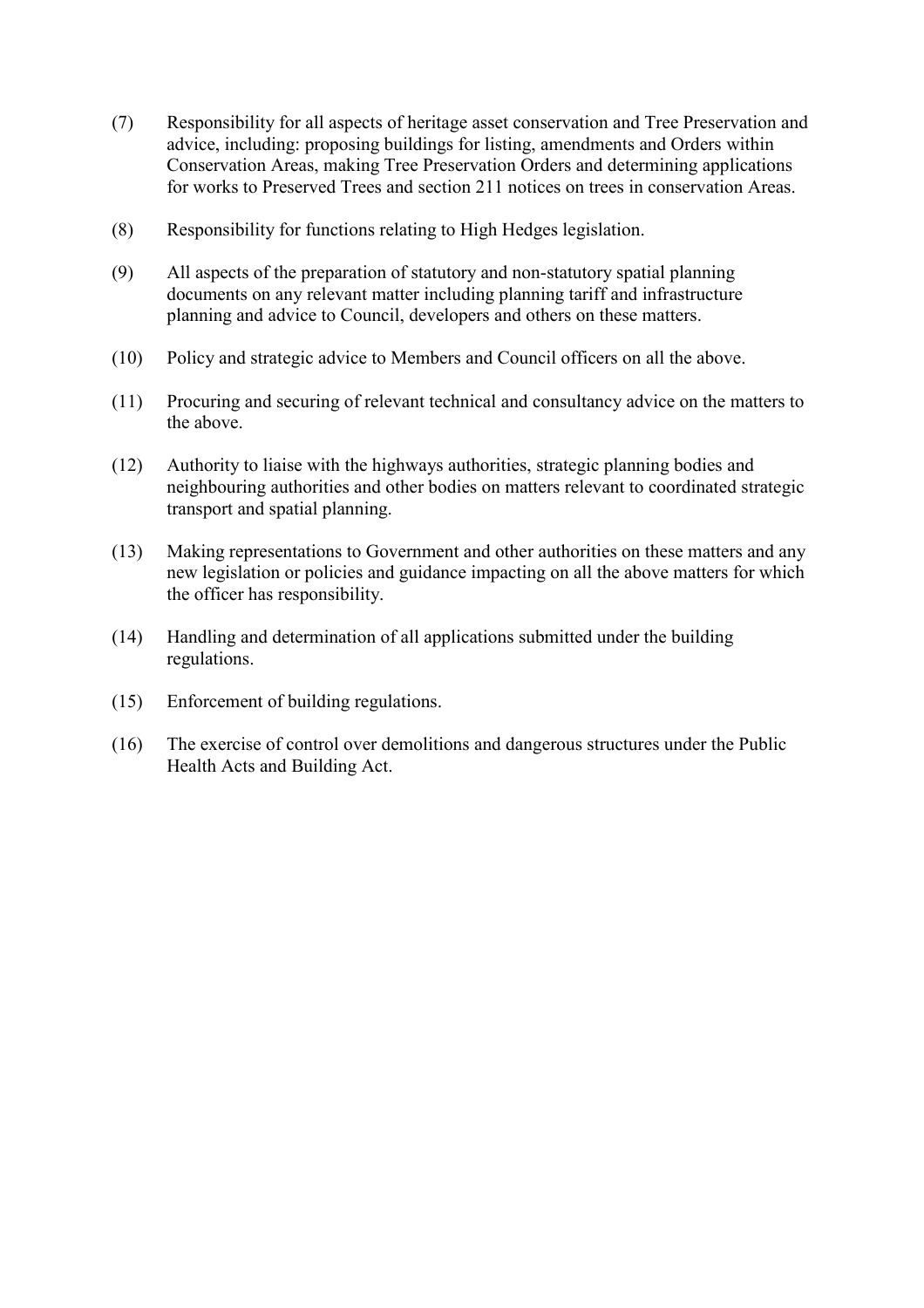(7) Responsibility for all aspects of heritage asset conservation and Tree Preservation and advice, including: proposing buildings for listing, amendments and Orders within Conservation Areas, making Tree Preservation Orders and determining applications for works to Preserved Trees and section 211 notices on trees in conservation Areas.

(8) Responsibility for functions relating to High Hedges legislation.

(9) All aspects of the preparation of statutory and non-statutory spatial planning documents on any relevant matter including planning tariff and infrastructure planning and advice to Council, developers and others on these matters.

(10) Policy and strategic advice to Members and Council officers on all the above.

(11) Procuring and securing of relevant technical and consultancy advice on the matters to the above.

(12) Authority to liaise with the highways authorities, strategic planning bodies and neighbouring authorities and other bodies on matters relevant to coordinated strategic transport and spatial planning.

(13) Making representations to Government and other authorities on these matters and any new legislation or policies and guidance impacting on all the above matters for which the officer has responsibility.

(14) Handling and determination of all applications submitted under the building regulations.

(15) Enforcement of building regulations.

(16) The exercise of control over demolitions and dangerous structures under the Public Health Acts and Building Act.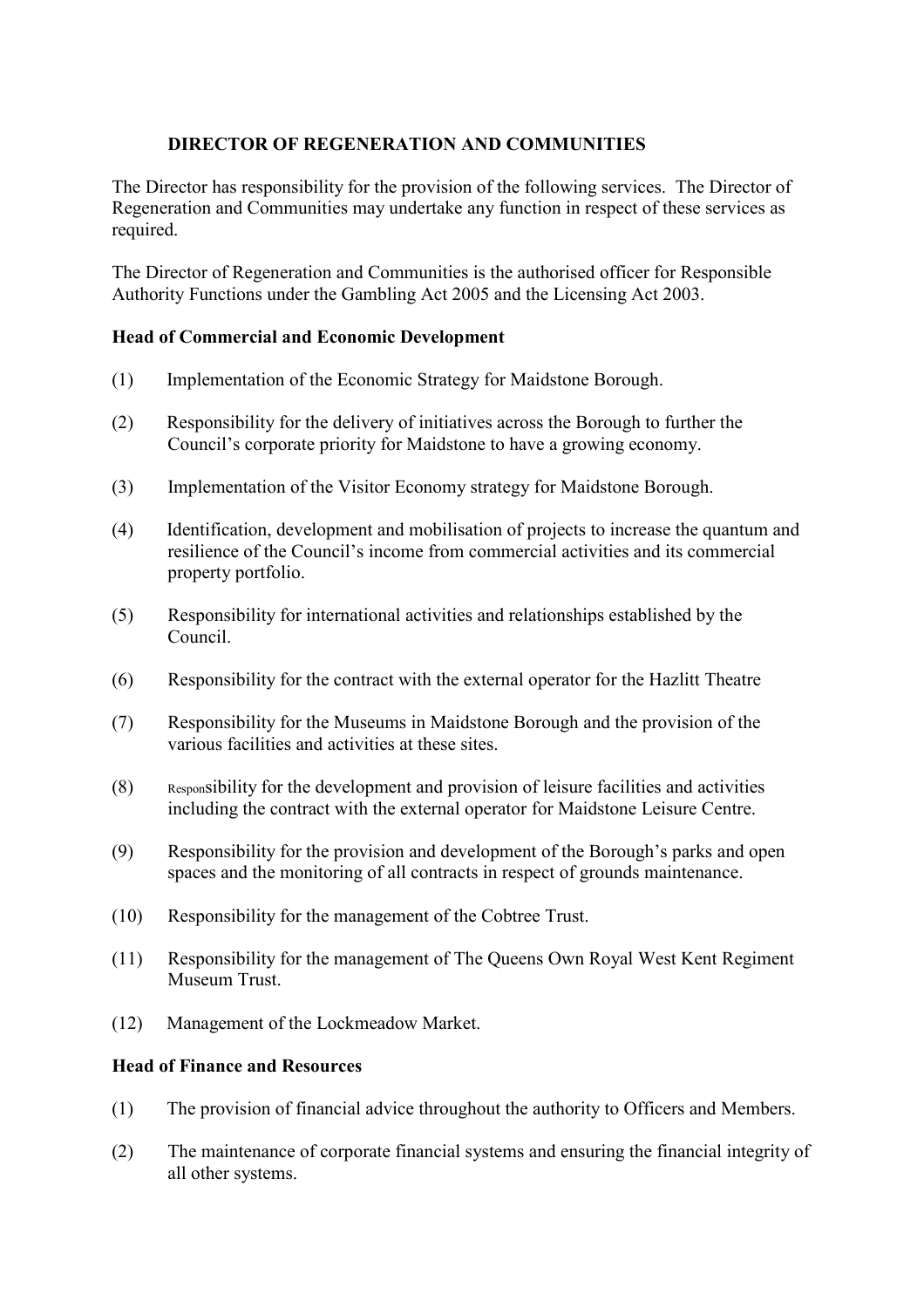## DIRECTOR OF REGENERATION AND COMMUNITIES

The Director has responsibility for the provision of the following services. The Director of Regeneration and Communities may undertake any function in respect of these services as required.

The Director of Regeneration and Communities is the authorised officer for Responsible Authority Functions under the Gambling Act 2005 and the Licensing Act 2003.

**Head of Commercial and Economic Development**

(1) Implementation of the Economic Strategy for Maidstone Borough.

(2) Responsibility for the delivery of initiatives across the Borough to further the Council's corporate priority for Maidstone to have a growing economy.

(3) Implementation of the Visitor Economy strategy for Maidstone Borough.

(4) Identification, development and mobilisation of projects to increase the quantum and resilience of the Council's income from commercial activities and its commercial property portfolio.

(5) Responsibility for international activities and relationships established by the Council.

(6) Responsibility for the contract with the external operator for the Hazlitt Theatre

(7) Responsibility for the Museums in Maidstone Borough and the provision of the various facilities and activities at these sites.

(8) Responsibility for the development and provision of leisure facilities and activities including the contract with the external operator for Maidstone Leisure Centre.

(9) Responsibility for the provision and development of the Borough's parks and open spaces and the monitoring of all contracts in respect of grounds maintenance.

(10) Responsibility for the management of the Cobtree Trust.

(11) Responsibility for the management of The Queens Own Royal West Kent Regiment Museum Trust.

(12) Management of the Lockmeadow Market.

**Head of Finance and Resources**

(1) The provision of financial advice throughout the authority to Officers and Members.

(2) The maintenance of corporate financial systems and ensuring the financial integrity of all other systems.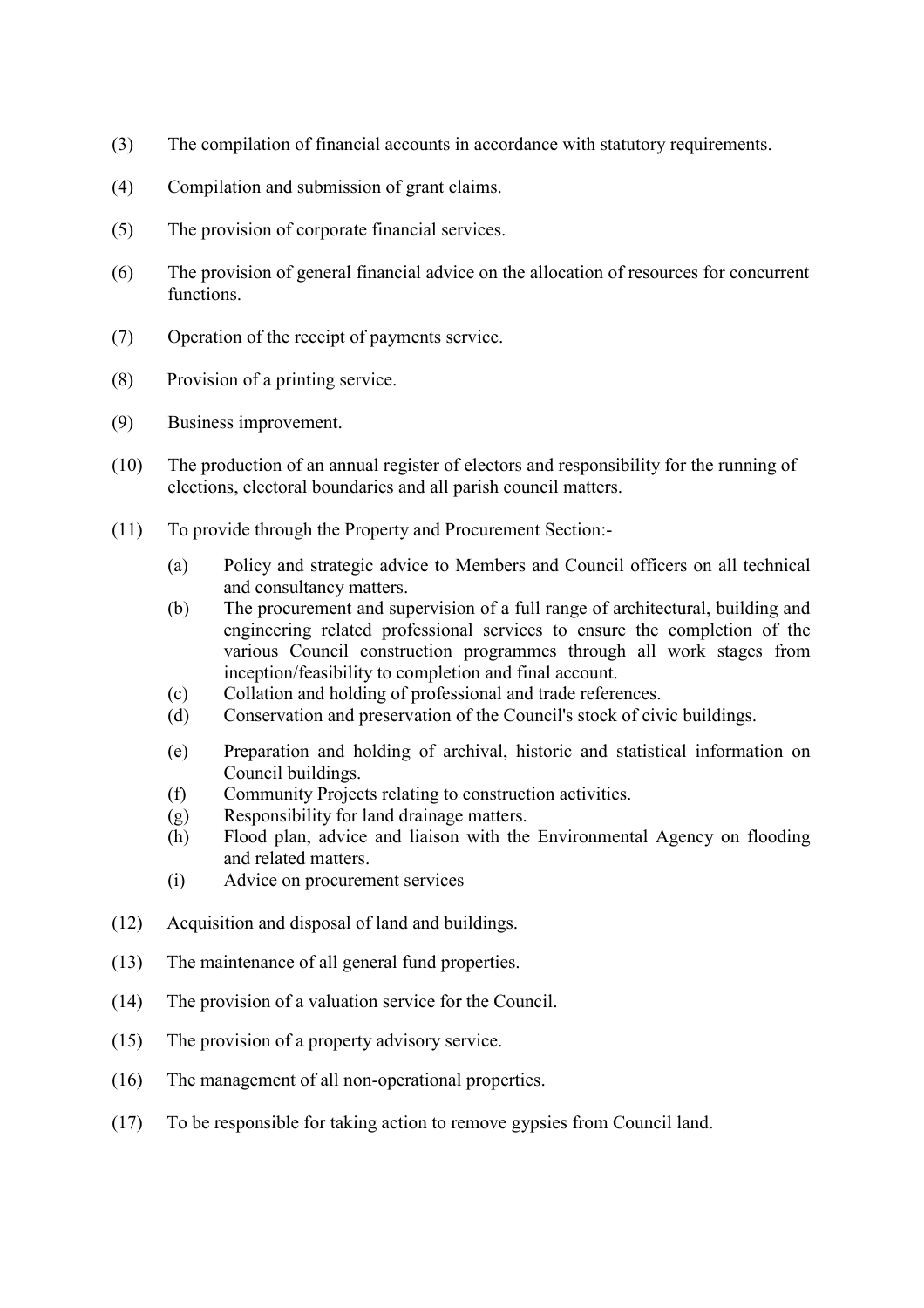(3) The compilation of financial accounts in accordance with statutory requirements.

(4) Compilation and submission of grant claims.

(5) The provision of corporate financial services.

(6) The provision of general financial advice on the allocation of resources for concurrent functions.

(7) Operation of the receipt of payments service.

(8) Provision of a printing service.

(9) Business improvement.

(10) The production of an annual register of electors and responsibility for the running of elections, electoral boundaries and all parish council matters.

(11) To provide through the Property and Procurement Section:-

  - (a) Policy and strategic advice to Members and Council officers on all technical and consultancy matters.
  - (b) The procurement and supervision of a full range of architectural, building and engineering related professional services to ensure the completion of the various Council construction programmes through all work stages from inception/feasibility to completion and final account.
  - (c) Collation and holding of professional and trade references.
  - (d) Conservation and preservation of the Council's stock of civic buildings.
  - (e) Preparation and holding of archival, historic and statistical information on Council buildings.
  - (f) Community Projects relating to construction activities.
  - (g) Responsibility for land drainage matters.
  - (h) Flood plan, advice and liaison with the Environmental Agency on flooding and related matters.
  - (i) Advice on procurement services

(12) Acquisition and disposal of land and buildings.

(13) The maintenance of all general fund properties.

(14) The provision of a valuation service for the Council.

(15) The provision of a property advisory service.

(16) The management of all non-operational properties.

(17) To be responsible for taking action to remove gypsies from Council land.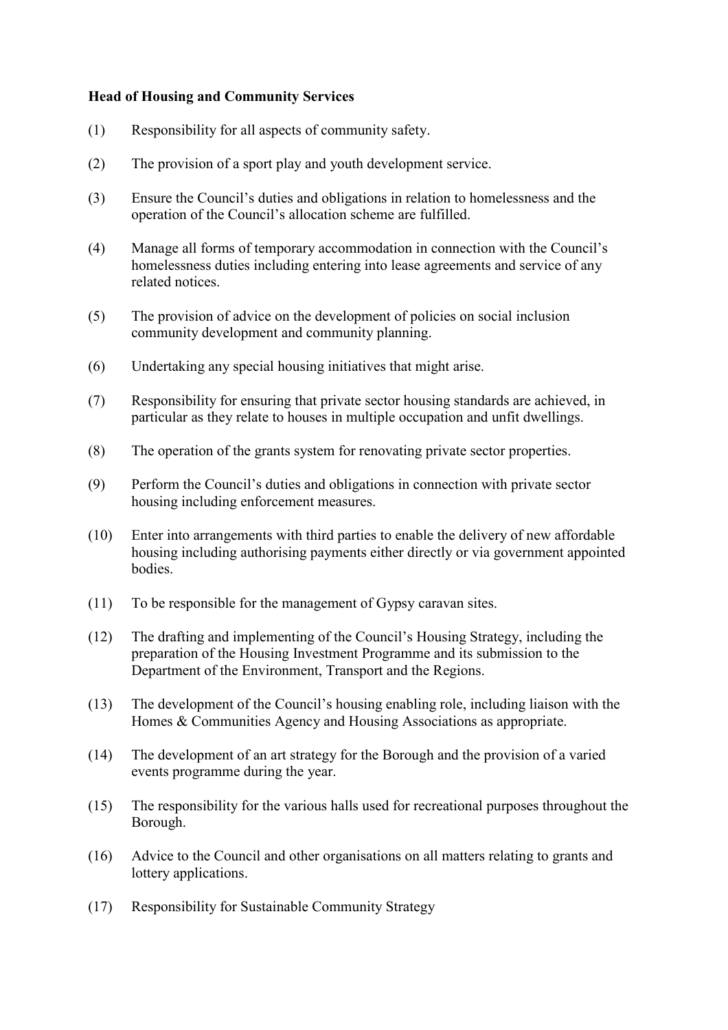**Head of Housing and Community Services**

(1) Responsibility for all aspects of community safety.

(2) The provision of a sport play and youth development service.

(3) Ensure the Council's duties and obligations in relation to homelessness and the operation of the Council's allocation scheme are fulfilled.

(4) Manage all forms of temporary accommodation in connection with the Council's homelessness duties including entering into lease agreements and service of any related notices.

(5) The provision of advice on the development of policies on social inclusion community development and community planning.

(6) Undertaking any special housing initiatives that might arise.

(7) Responsibility for ensuring that private sector housing standards are achieved, in particular as they relate to houses in multiple occupation and unfit dwellings.

(8) The operation of the grants system for renovating private sector properties.

(9) Perform the Council's duties and obligations in connection with private sector housing including enforcement measures.

(10) Enter into arrangements with third parties to enable the delivery of new affordable housing including authorising payments either directly or via government appointed bodies.

(11) To be responsible for the management of Gypsy caravan sites.

(12) The drafting and implementing of the Council's Housing Strategy, including the preparation of the Housing Investment Programme and its submission to the Department of the Environment, Transport and the Regions.

(13) The development of the Council's housing enabling role, including liaison with the Homes & Communities Agency and Housing Associations as appropriate.

(14) The development of an art strategy for the Borough and the provision of a varied events programme during the year.

(15) The responsibility for the various halls used for recreational purposes throughout the Borough.

(16) Advice to the Council and other organisations on all matters relating to grants and lottery applications.

(17) Responsibility for Sustainable Community Strategy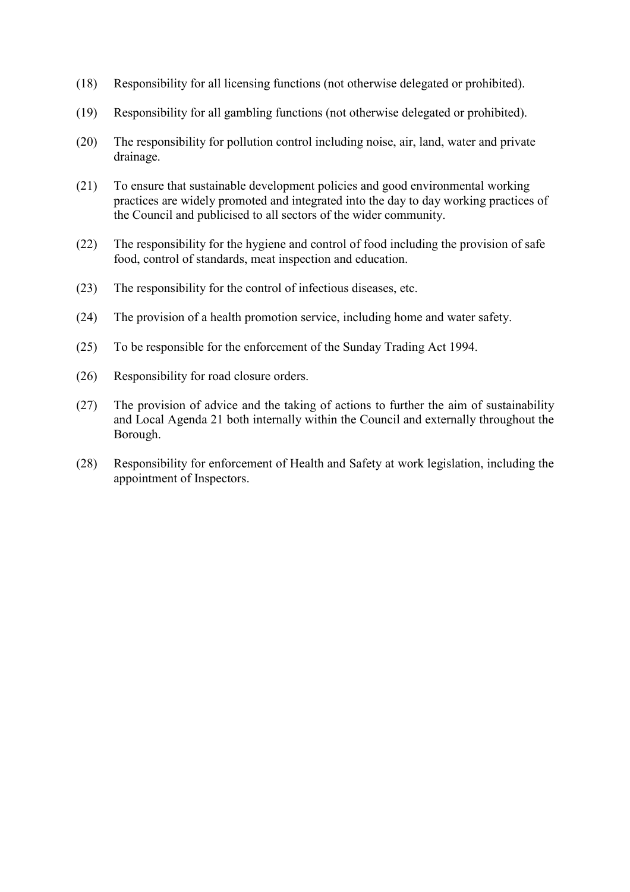(18) Responsibility for all licensing functions (not otherwise delegated or prohibited).

(19) Responsibility for all gambling functions (not otherwise delegated or prohibited).

(20) The responsibility for pollution control including noise, air, land, water and private drainage.

(21) To ensure that sustainable development policies and good environmental working practices are widely promoted and integrated into the day to day working practices of the Council and publicised to all sectors of the wider community.

(22) The responsibility for the hygiene and control of food including the provision of safe food, control of standards, meat inspection and education.

(23) The responsibility for the control of infectious diseases, etc.

(24) The provision of a health promotion service, including home and water safety.

(25) To be responsible for the enforcement of the Sunday Trading Act 1994.

(26) Responsibility for road closure orders.

(27) The provision of advice and the taking of actions to further the aim of sustainability and Local Agenda 21 both internally within the Council and externally throughout the Borough.

(28) Responsibility for enforcement of Health and Safety at work legislation, including the appointment of Inspectors.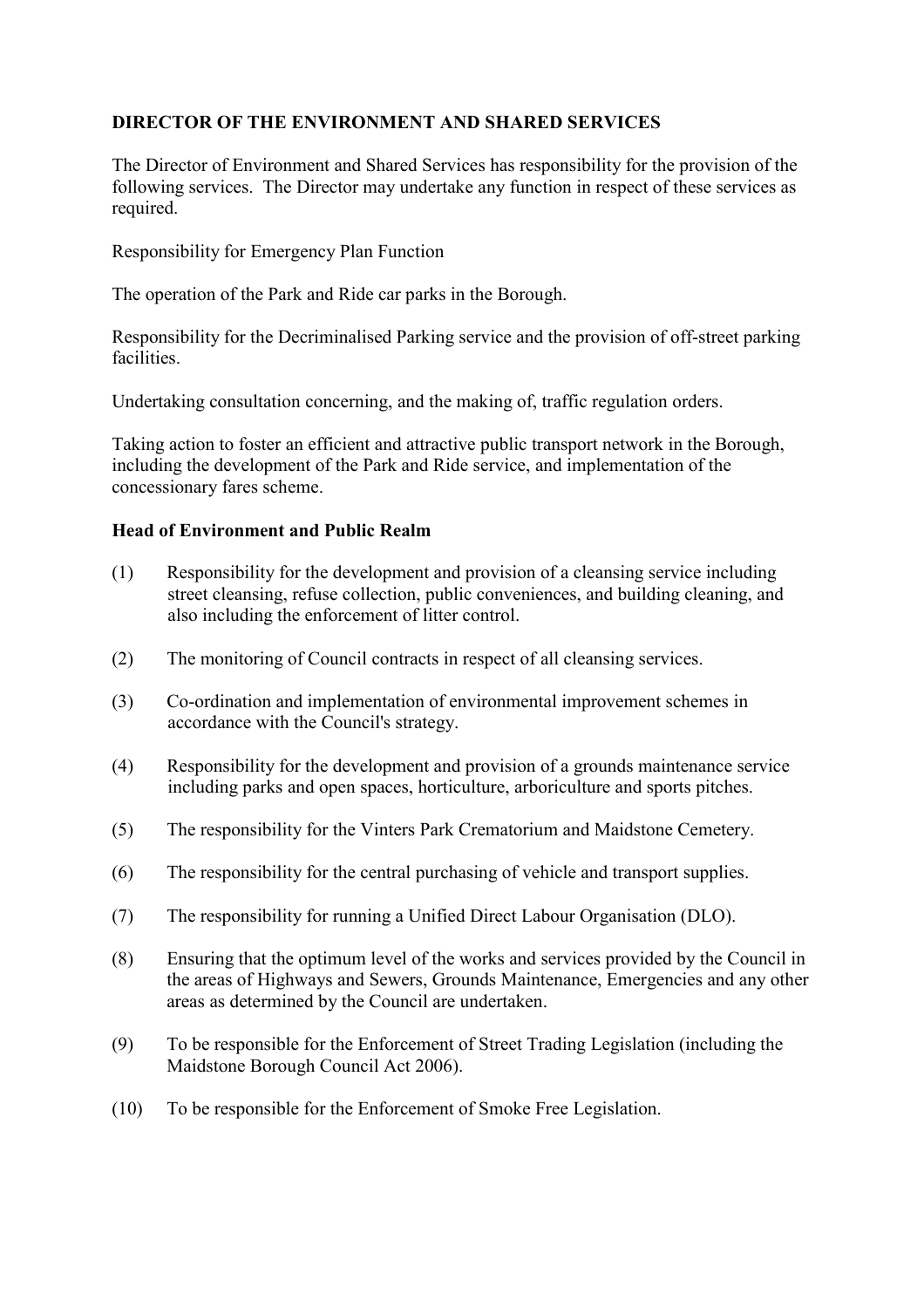**DIRECTOR OF THE ENVIRONMENT AND SHARED SERVICES**

The Director of Environment and Shared Services has responsibility for the provision of the following services. The Director may undertake any function in respect of these services as required.

Responsibility for Emergency Plan Function

The operation of the Park and Ride car parks in the Borough.

Responsibility for the Decriminalised Parking service and the provision of off-street parking facilities.

Undertaking consultation concerning, and the making of, traffic regulation orders.

Taking action to foster an efficient and attractive public transport network in the Borough, including the development of the Park and Ride service, and implementation of the concessionary fares scheme.

**Head of Environment and Public Realm**

(1) Responsibility for the development and provision of a cleansing service including street cleansing, refuse collection, public conveniences, and building cleaning, and also including the enforcement of litter control.

(2) The monitoring of Council contracts in respect of all cleansing services.

(3) Co-ordination and implementation of environmental improvement schemes in accordance with the Council's strategy.

(4) Responsibility for the development and provision of a grounds maintenance service including parks and open spaces, horticulture, arboriculture and sports pitches.

(5) The responsibility for the Vinters Park Crematorium and Maidstone Cemetery.

(6) The responsibility for the central purchasing of vehicle and transport supplies.

(7) The responsibility for running a Unified Direct Labour Organisation (DLO).

(8) Ensuring that the optimum level of the works and services provided by the Council in the areas of Highways and Sewers, Grounds Maintenance, Emergencies and any other areas as determined by the Council are undertaken.

(9) To be responsible for the Enforcement of Street Trading Legislation (including the Maidstone Borough Council Act 2006).

(10) To be responsible for the Enforcement of Smoke Free Legislation.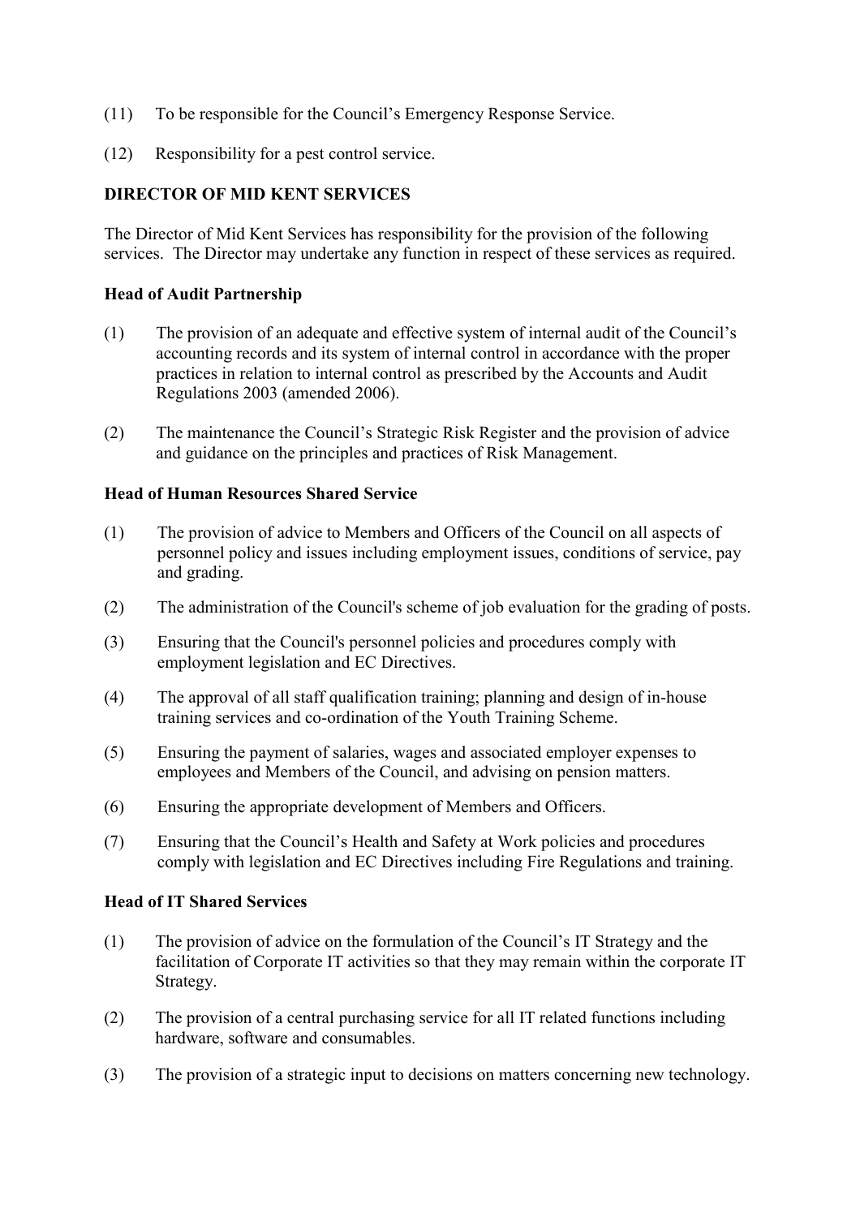(11) To be responsible for the Council's Emergency Response Service.

(12) Responsibility for a pest control service.

**DIRECTOR OF MID KENT SERVICES**

The Director of Mid Kent Services has responsibility for the provision of the following services. The Director may undertake any function in respect of these services as required.

**Head of Audit Partnership**

(1) The provision of an adequate and effective system of internal audit of the Council's accounting records and its system of internal control in accordance with the proper practices in relation to internal control as prescribed by the Accounts and Audit Regulations 2003 (amended 2006).

(2) The maintenance the Council's Strategic Risk Register and the provision of advice and guidance on the principles and practices of Risk Management.

**Head of Human Resources Shared Service**

(1) The provision of advice to Members and Officers of the Council on all aspects of personnel policy and issues including employment issues, conditions of service, pay and grading.

(2) The administration of the Council's scheme of job evaluation for the grading of posts.

(3) Ensuring that the Council's personnel policies and procedures comply with employment legislation and EC Directives.

(4) The approval of all staff qualification training; planning and design of in-house training services and co-ordination of the Youth Training Scheme.

(5) Ensuring the payment of salaries, wages and associated employer expenses to employees and Members of the Council, and advising on pension matters.

(6) Ensuring the appropriate development of Members and Officers.

(7) Ensuring that the Council's Health and Safety at Work policies and procedures comply with legislation and EC Directives including Fire Regulations and training.

**Head of IT Shared Services**

(1) The provision of advice on the formulation of the Council's IT Strategy and the facilitation of Corporate IT activities so that they may remain within the corporate IT Strategy.

(2) The provision of a central purchasing service for all IT related functions including hardware, software and consumables.

(3) The provision of a strategic input to decisions on matters concerning new technology.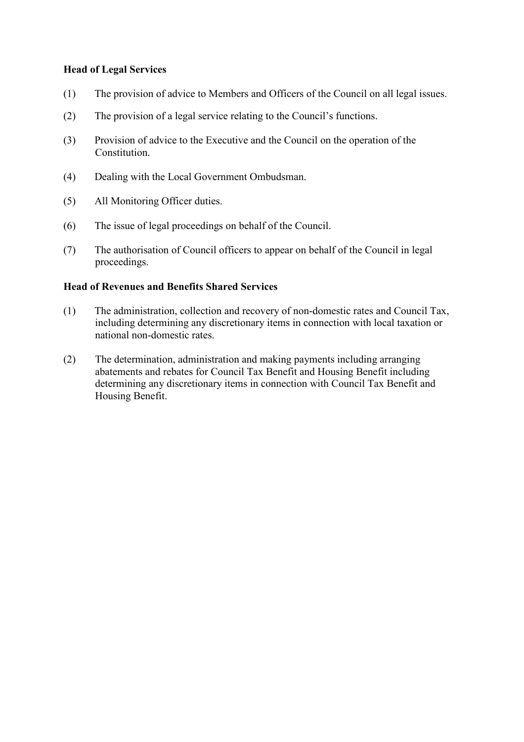**Head of Legal Services**

(1) The provision of advice to Members and Officers of the Council on all legal issues.

(2) The provision of a legal service relating to the Council's functions.

(3) Provision of advice to the Executive and the Council on the operation of the Constitution.

(4) Dealing with the Local Government Ombudsman.

(5) All Monitoring Officer duties.

(6) The issue of legal proceedings on behalf of the Council.

(7) The authorisation of Council officers to appear on behalf of the Council in legal proceedings.

**Head of Revenues and Benefits Shared Services**

(1) The administration, collection and recovery of non-domestic rates and Council Tax, including determining any discretionary items in connection with local taxation or national non-domestic rates.

(2) The determination, administration and making payments including arranging abatements and rebates for Council Tax Benefit and Housing Benefit including determining any discretionary items in connection with Council Tax Benefit and Housing Benefit.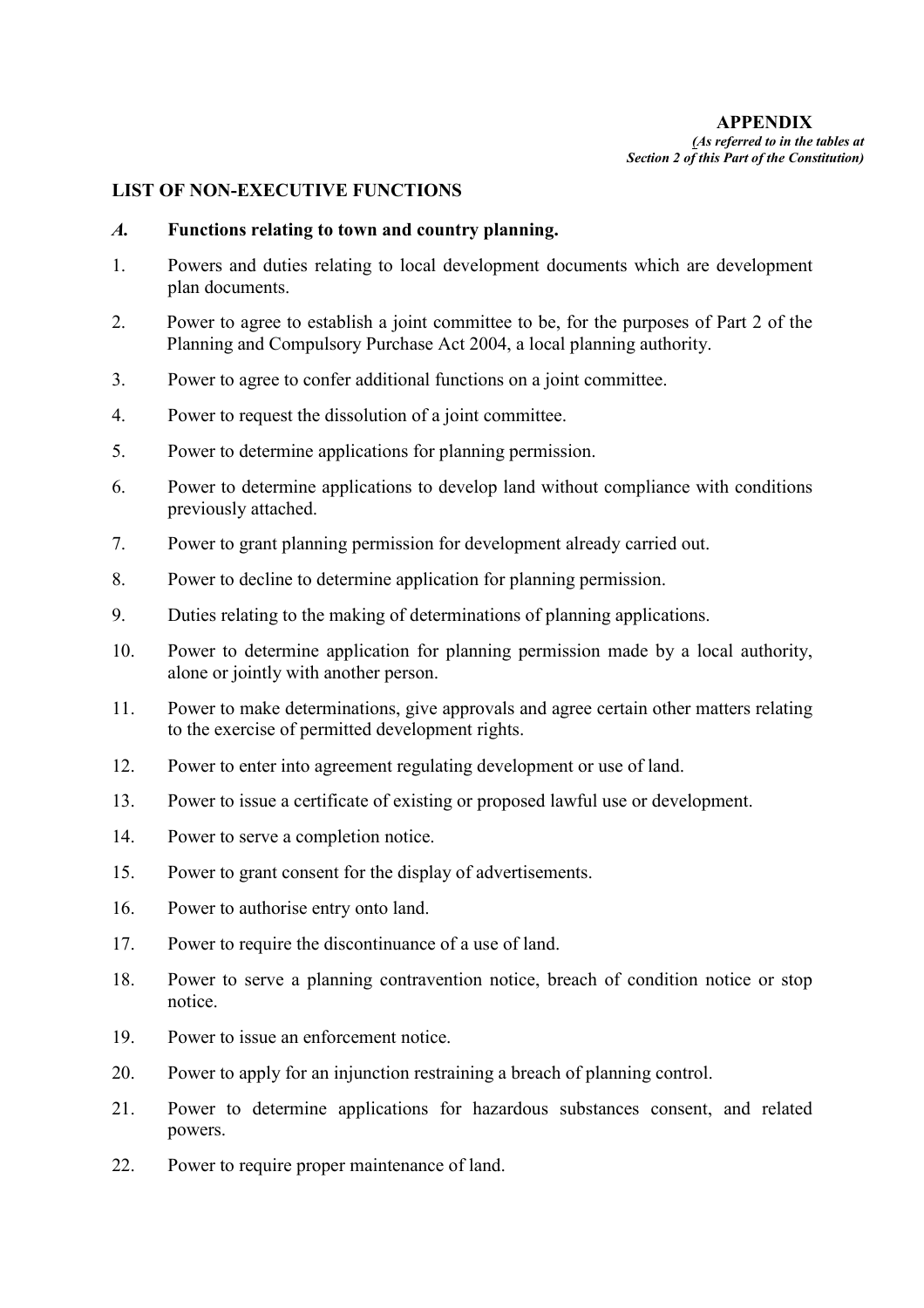**APPENDIX**

***(As referred to in the tables at Section 2 of this Part of the Constitution)***

**LIST OF NON-EXECUTIVE FUNCTIONS**

***A.*** **Functions relating to town and country planning.**

1. Powers and duties relating to local development documents which are development plan documents.
2. Power to agree to establish a joint committee to be, for the purposes of Part 2 of the Planning and Compulsory Purchase Act 2004, a local planning authority.
3. Power to agree to confer additional functions on a joint committee.
4. Power to request the dissolution of a joint committee.
5. Power to determine applications for planning permission.
6. Power to determine applications to develop land without compliance with conditions previously attached.
7. Power to grant planning permission for development already carried out.
8. Power to decline to determine application for planning permission.
9. Duties relating to the making of determinations of planning applications.
10. Power to determine application for planning permission made by a local authority, alone or jointly with another person.
11. Power to make determinations, give approvals and agree certain other matters relating to the exercise of permitted development rights.
12. Power to enter into agreement regulating development or use of land.
13. Power to issue a certificate of existing or proposed lawful use or development.
14. Power to serve a completion notice.
15. Power to grant consent for the display of advertisements.
16. Power to authorise entry onto land.
17. Power to require the discontinuance of a use of land.
18. Power to serve a planning contravention notice, breach of condition notice or stop notice.
19. Power to issue an enforcement notice.
20. Power to apply for an injunction restraining a breach of planning control.
21. Power to determine applications for hazardous substances consent, and related powers.
22. Power to require proper maintenance of land.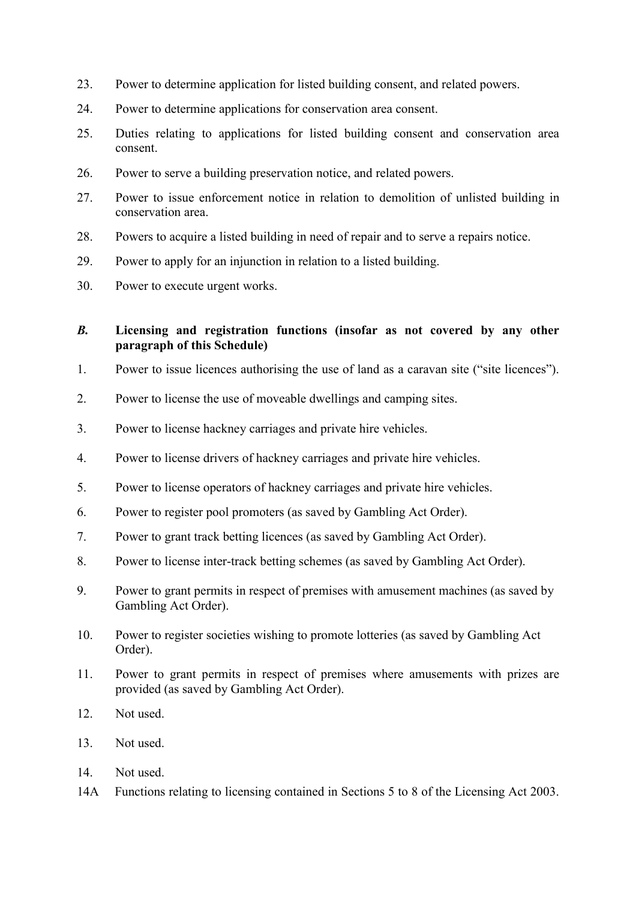23. Power to determine application for listed building consent, and related powers.

24. Power to determine applications for conservation area consent.

25. Duties relating to applications for listed building consent and conservation area consent.

26. Power to serve a building preservation notice, and related powers.

27. Power to issue enforcement notice in relation to demolition of unlisted building in conservation area.

28. Powers to acquire a listed building in need of repair and to serve a repairs notice.

29. Power to apply for an injunction in relation to a listed building.

30. Power to execute urgent works.

## ***B.*** **Licensing and registration functions (insofar as not covered by any other paragraph of this Schedule)**

1. Power to issue licences authorising the use of land as a caravan site ("site licences").

2. Power to license the use of moveable dwellings and camping sites.

3. Power to license hackney carriages and private hire vehicles.

4. Power to license drivers of hackney carriages and private hire vehicles.

5. Power to license operators of hackney carriages and private hire vehicles.

6. Power to register pool promoters (as saved by Gambling Act Order).

7. Power to grant track betting licences (as saved by Gambling Act Order).

8. Power to license inter-track betting schemes (as saved by Gambling Act Order).

9. Power to grant permits in respect of premises with amusement machines (as saved by Gambling Act Order).

10. Power to register societies wishing to promote lotteries (as saved by Gambling Act Order).

11. Power to grant permits in respect of premises where amusements with prizes are provided (as saved by Gambling Act Order).

12. Not used.

13. Not used.

14. Not used.

14A Functions relating to licensing contained in Sections 5 to 8 of the Licensing Act 2003.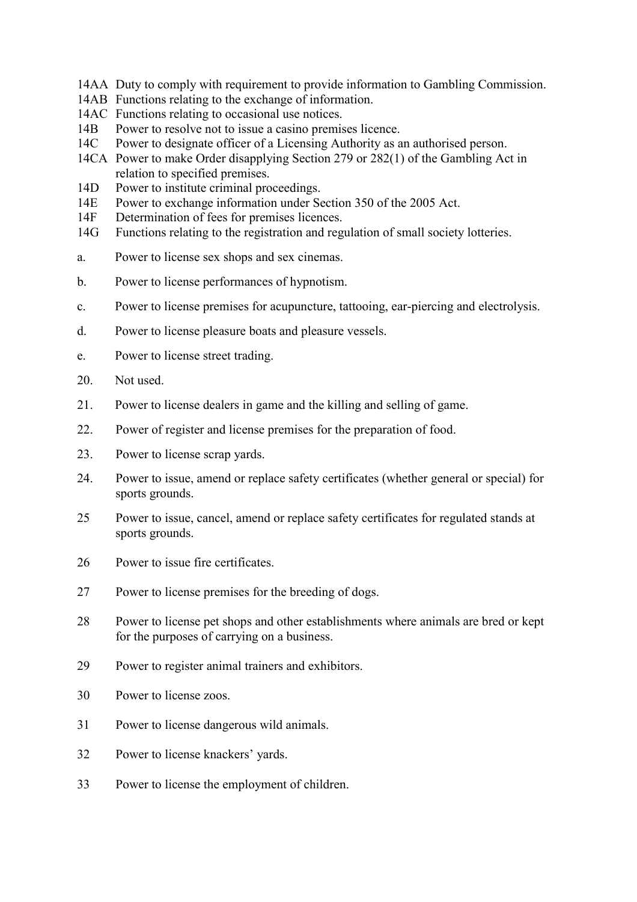14AA Duty to comply with requirement to provide information to Gambling Commission.
14AB Functions relating to the exchange of information.
14AC Functions relating to occasional use notices.
14B Power to resolve not to issue a casino premises licence.
14C Power to designate officer of a Licensing Authority as an authorised person.
14CA Power to make Order disapplying Section 279 or 282(1) of the Gambling Act in relation to specified premises.
14D Power to institute criminal proceedings.
14E Power to exchange information under Section 350 of the 2005 Act.
14F Determination of fees for premises licences.
14G Functions relating to the registration and regulation of small society lotteries.

a. Power to license sex shops and sex cinemas.

b. Power to license performances of hypnotism.

c. Power to license premises for acupuncture, tattooing, ear-piercing and electrolysis.

d. Power to license pleasure boats and pleasure vessels.

e. Power to license street trading.

20. Not used.

21. Power to license dealers in game and the killing and selling of game.

22. Power of register and license premises for the preparation of food.

23. Power to license scrap yards.

24. Power to issue, amend or replace safety certificates (whether general or special) for sports grounds.

25 Power to issue, cancel, amend or replace safety certificates for regulated stands at sports grounds.

26 Power to issue fire certificates.

27 Power to license premises for the breeding of dogs.

28 Power to license pet shops and other establishments where animals are bred or kept for the purposes of carrying on a business.

29 Power to register animal trainers and exhibitors.

30 Power to license zoos.

31 Power to license dangerous wild animals.

32 Power to license knackers' yards.

33 Power to license the employment of children.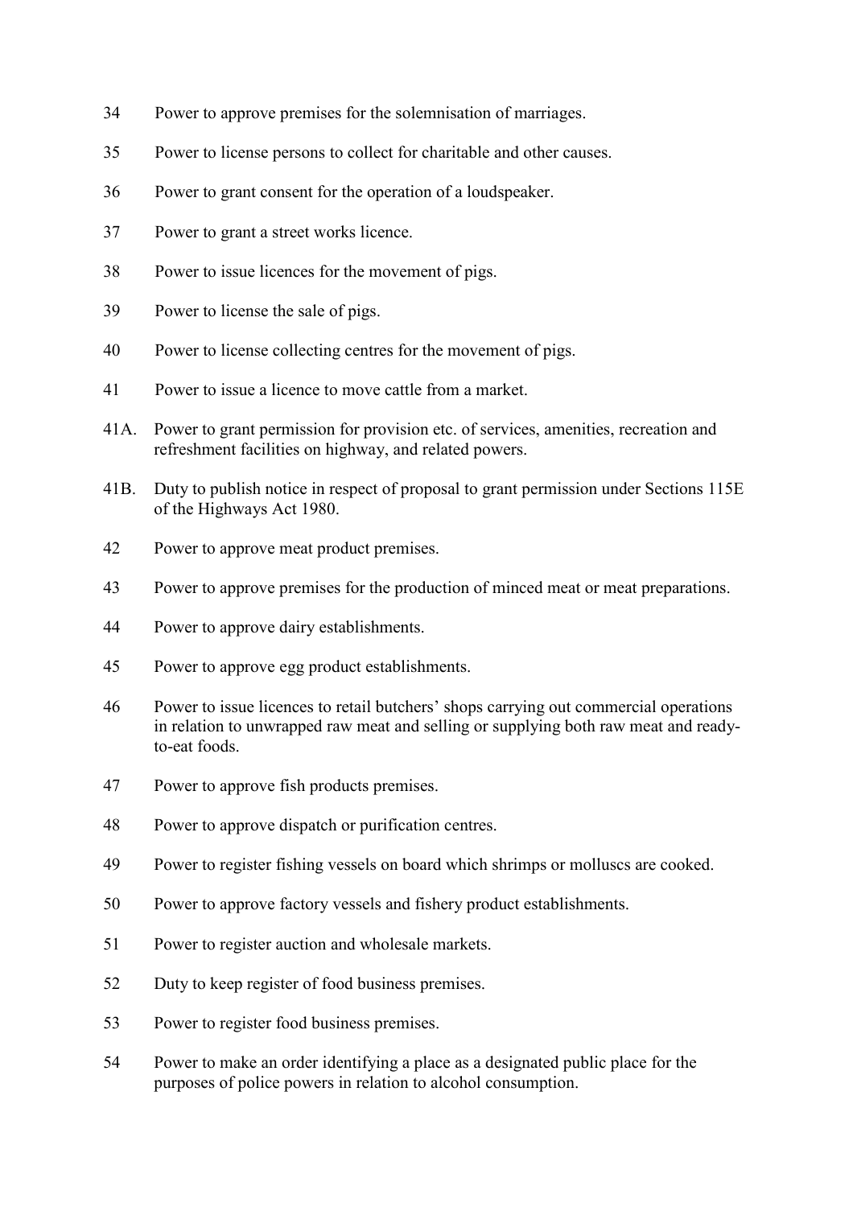34 Power to approve premises for the solemnisation of marriages.

35 Power to license persons to collect for charitable and other causes.

36 Power to grant consent for the operation of a loudspeaker.

37 Power to grant a street works licence.

38 Power to issue licences for the movement of pigs.

39 Power to license the sale of pigs.

40 Power to license collecting centres for the movement of pigs.

41 Power to issue a licence to move cattle from a market.

41A. Power to grant permission for provision etc. of services, amenities, recreation and refreshment facilities on highway, and related powers.

41B. Duty to publish notice in respect of proposal to grant permission under Sections 115E of the Highways Act 1980.

42 Power to approve meat product premises.

43 Power to approve premises for the production of minced meat or meat preparations.

44 Power to approve dairy establishments.

45 Power to approve egg product establishments.

46 Power to issue licences to retail butchers' shops carrying out commercial operations in relation to unwrapped raw meat and selling or supplying both raw meat and ready-to-eat foods.

47 Power to approve fish products premises.

48 Power to approve dispatch or purification centres.

49 Power to register fishing vessels on board which shrimps or molluscs are cooked.

50 Power to approve factory vessels and fishery product establishments.

51 Power to register auction and wholesale markets.

52 Duty to keep register of food business premises.

53 Power to register food business premises.

54 Power to make an order identifying a place as a designated public place for the purposes of police powers in relation to alcohol consumption.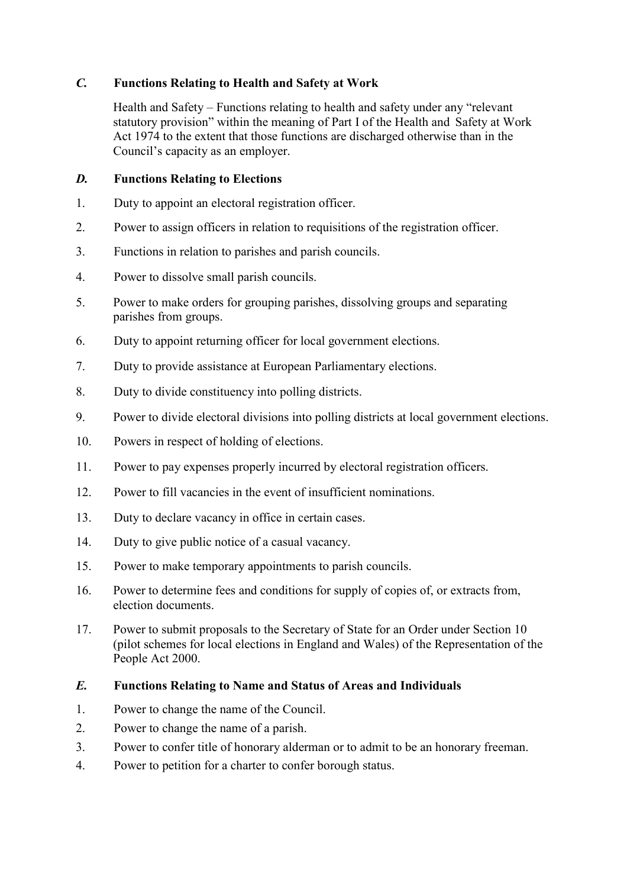### *C.* Functions Relating to Health and Safety at Work

Health and Safety – Functions relating to health and safety under any "relevant statutory provision" within the meaning of Part I of the Health and Safety at Work Act 1974 to the extent that those functions are discharged otherwise than in the Council's capacity as an employer.

### *D.* Functions Relating to Elections

1. Duty to appoint an electoral registration officer.
2. Power to assign officers in relation to requisitions of the registration officer.
3. Functions in relation to parishes and parish councils.
4. Power to dissolve small parish councils.
5. Power to make orders for grouping parishes, dissolving groups and separating parishes from groups.
6. Duty to appoint returning officer for local government elections.
7. Duty to provide assistance at European Parliamentary elections.
8. Duty to divide constituency into polling districts.
9. Power to divide electoral divisions into polling districts at local government elections.
10. Powers in respect of holding of elections.
11. Power to pay expenses properly incurred by electoral registration officers.
12. Power to fill vacancies in the event of insufficient nominations.
13. Duty to declare vacancy in office in certain cases.
14. Duty to give public notice of a casual vacancy.
15. Power to make temporary appointments to parish councils.
16. Power to determine fees and conditions for supply of copies of, or extracts from, election documents.
17. Power to submit proposals to the Secretary of State for an Order under Section 10 (pilot schemes for local elections in England and Wales) of the Representation of the People Act 2000.

### *E.* Functions Relating to Name and Status of Areas and Individuals

1. Power to change the name of the Council.
2. Power to change the name of a parish.
3. Power to confer title of honorary alderman or to admit to be an honorary freeman.
4. Power to petition for a charter to confer borough status.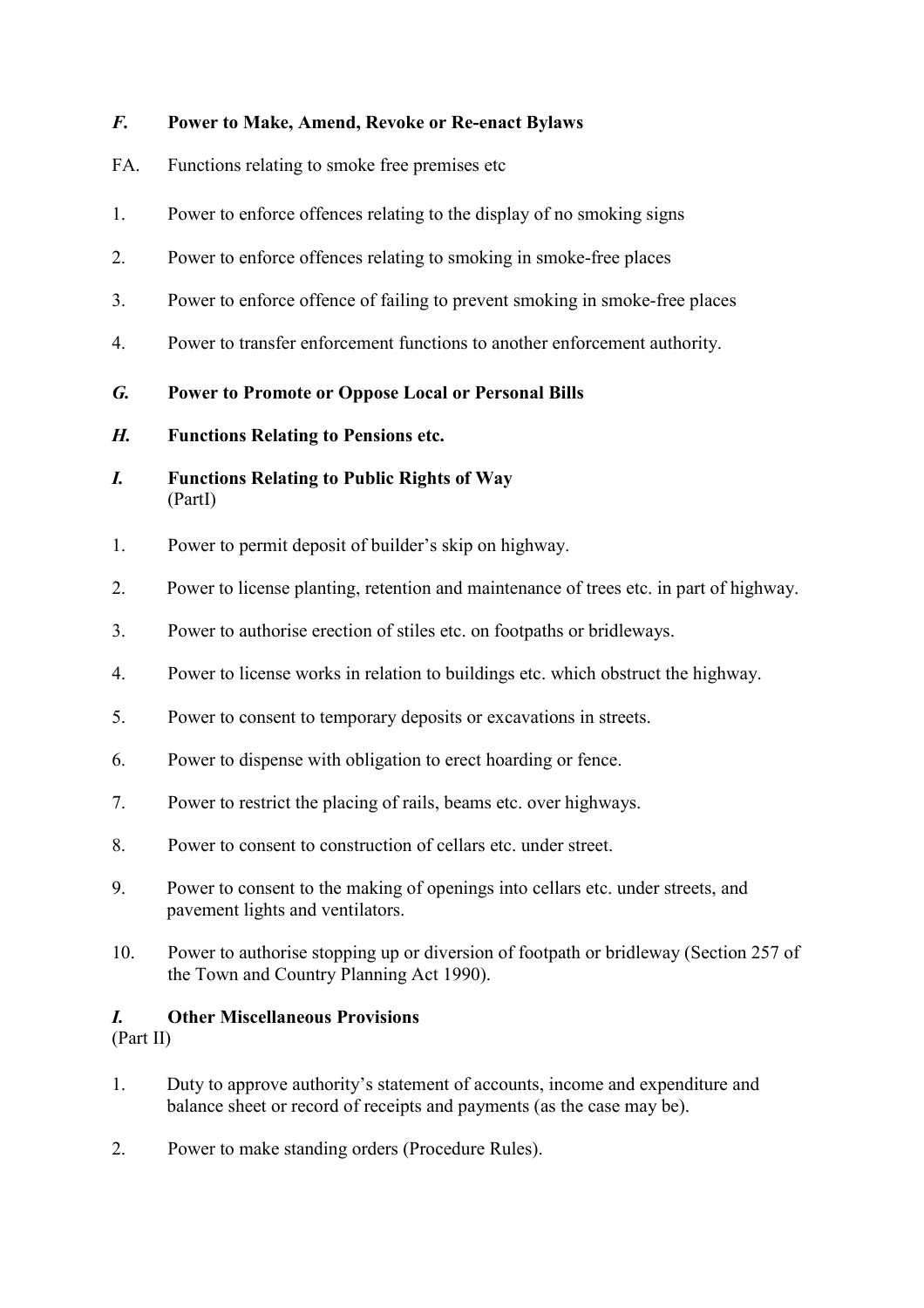## *F.* **Power to Make, Amend, Revoke or Re-enact Bylaws**

FA. Functions relating to smoke free premises etc

1. Power to enforce offences relating to the display of no smoking signs
2. Power to enforce offences relating to smoking in smoke-free places
3. Power to enforce offence of failing to prevent smoking in smoke-free places
4. Power to transfer enforcement functions to another enforcement authority.

## *G.* **Power to Promote or Oppose Local or Personal Bills**

## *H.* **Functions Relating to Pensions etc.**

## *I.* **Functions Relating to Public Rights of Way**

(PartI)

1. Power to permit deposit of builder's skip on highway.
2. Power to license planting, retention and maintenance of trees etc. in part of highway.
3. Power to authorise erection of stiles etc. on footpaths or bridleways.
4. Power to license works in relation to buildings etc. which obstruct the highway.
5. Power to consent to temporary deposits or excavations in streets.
6. Power to dispense with obligation to erect hoarding or fence.
7. Power to restrict the placing of rails, beams etc. over highways.
8. Power to consent to construction of cellars etc. under street.
9. Power to consent to the making of openings into cellars etc. under streets, and pavement lights and ventilators.
10. Power to authorise stopping up or diversion of footpath or bridleway (Section 257 of the Town and Country Planning Act 1990).

## *I.* **Other Miscellaneous Provisions**

(Part II)

1. Duty to approve authority's statement of accounts, income and expenditure and balance sheet or record of receipts and payments (as the case may be).
2. Power to make standing orders (Procedure Rules).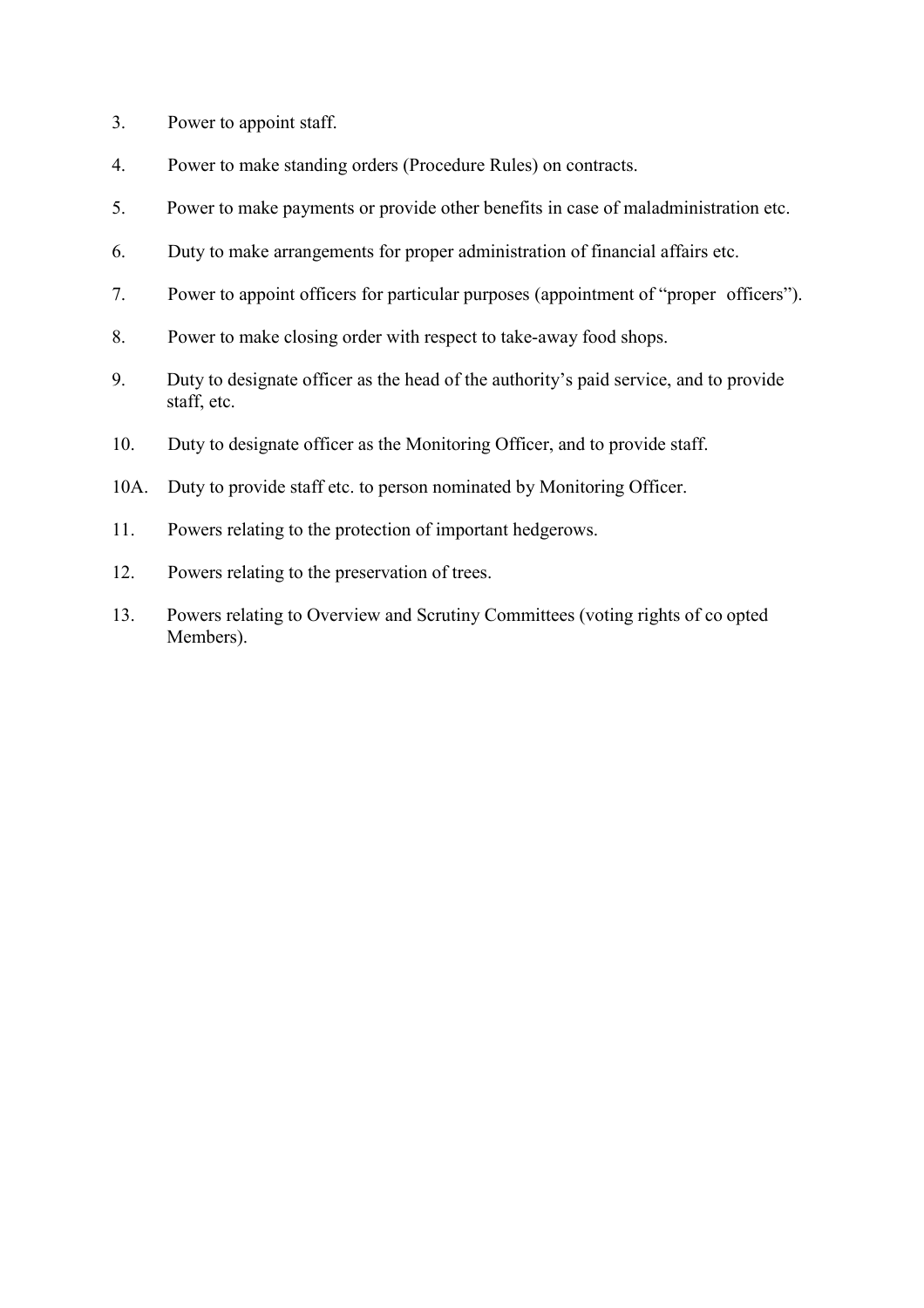3. Power to appoint staff.

4. Power to make standing orders (Procedure Rules) on contracts.

5. Power to make payments or provide other benefits in case of maladministration etc.

6. Duty to make arrangements for proper administration of financial affairs etc.

7. Power to appoint officers for particular purposes (appointment of "proper officers").

8. Power to make closing order with respect to take-away food shops.

9. Duty to designate officer as the head of the authority's paid service, and to provide staff, etc.

10. Duty to designate officer as the Monitoring Officer, and to provide staff.

10A. Duty to provide staff etc. to person nominated by Monitoring Officer.

11. Powers relating to the protection of important hedgerows.

12. Powers relating to the preservation of trees.

13. Powers relating to Overview and Scrutiny Committees (voting rights of co opted Members).